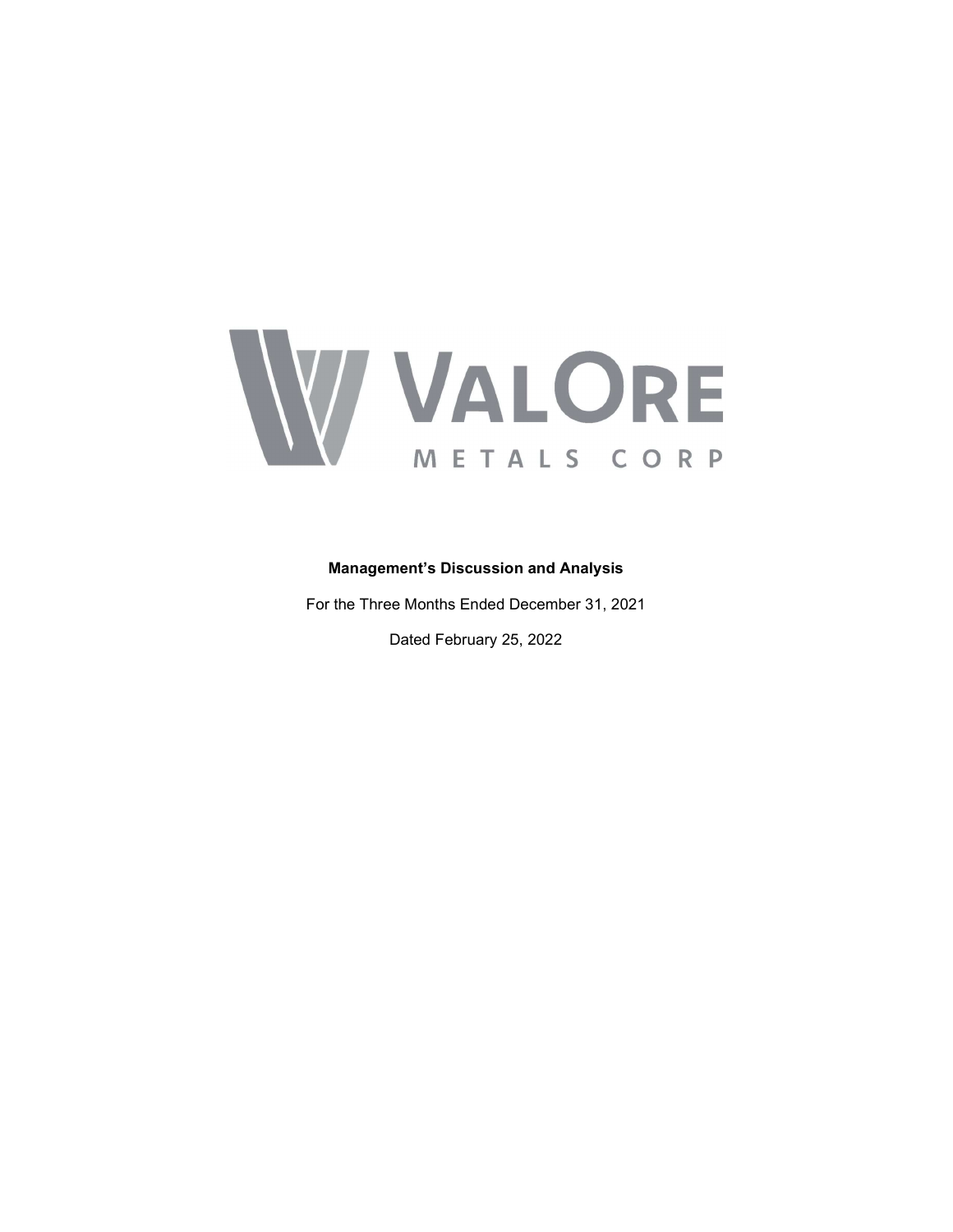VALORE

METALS CORP

**Management's Discussion and Analysis**

For the Three Months Ended December 31, 2021

Dated February 25, 2022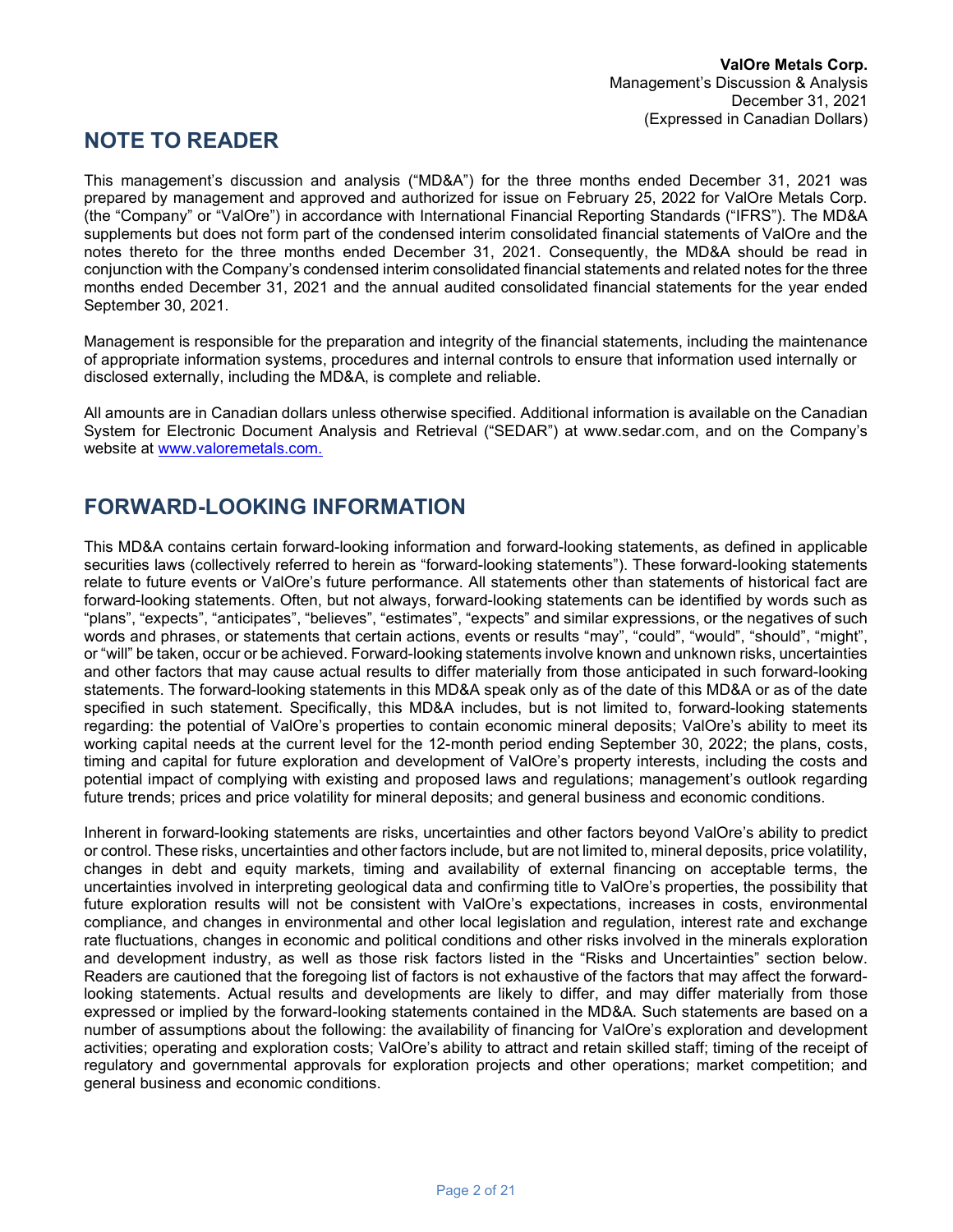# NOTE TO READER

This management's discussion and analysis ("MD&A") for the three months ended December 31, 2021 was prepared by management and approved and authorized for issue on February 25, 2022 for ValOre Metals Corp. (the "Company" or "ValOre") in accordance with International Financial Reporting Standards ("IFRS"). The MD&A supplements but does not form part of the condensed interim consolidated financial statements of ValOre and the notes thereto for the three months ended December 31, 2021. Consequently, the MD&A should be read in conjunction with the Company's condensed interim consolidated financial statements and related notes for the three months ended December 31, 2021 and the annual audited consolidated financial statements for the year ended September 30, 2021.

Management is responsible for the preparation and integrity of the financial statements, including the maintenance of appropriate information systems, procedures and internal controls to ensure that information used internally or disclosed externally, including the MD&A, is complete and reliable.

All amounts are in Canadian dollars unless otherwise specified. Additional information is available on the Canadian System for Electronic Document Analysis and Retrieval ("SEDAR") at www.sedar.com, and on the Company's website at [www.valoremetals.com.](www.valoremetals.com)

# FORWARD-LOOKING INFORMATION

This MD&A contains certain forward-looking information and forward-looking statements, as defined in applicable securities laws (collectively referred to herein as "forward-looking statements"). These forward-looking statements relate to future events or ValOre's future performance. All statements other than statements of historical fact are forward-looking statements. Often, but not always, forward-looking statements can be identified by words such as "plans", "expects", "anticipates", "believes", "estimates", "expects" and similar expressions, or the negatives of such words and phrases, or statements that certain actions, events or results "may", "could", "would", "should", "might", or "will" be taken, occur or be achieved. Forward-looking statements involve known and unknown risks, uncertainties and other factors that may cause actual results to differ materially from those anticipated in such forward-looking statements. The forward-looking statements in this MD&A speak only as of the date of this MD&A or as of the date specified in such statement. Specifically, this MD&A includes, but is not limited to, forward-looking statements regarding: the potential of ValOre's properties to contain economic mineral deposits; ValOre's ability to meet its working capital needs at the current level for the 12-month period ending September 30, 2022; the plans, costs, timing and capital for future exploration and development of ValOre's property interests, including the costs and potential impact of complying with existing and proposed laws and regulations; management's outlook regarding future trends; prices and price volatility for mineral deposits; and general business and economic conditions.

Inherent in forward-looking statements are risks, uncertainties and other factors beyond ValOre's ability to predict or control. These risks, uncertainties and other factors include, but are not limited to, mineral deposits, price volatility, changes in debt and equity markets, timing and availability of external financing on acceptable terms, the uncertainties involved in interpreting geological data and confirming title to ValOre's properties, the possibility that future exploration results will not be consistent with ValOre's expectations, increases in costs, environmental compliance, and changes in environmental and other local legislation and regulation, interest rate and exchange rate fluctuations, changes in economic and political conditions and other risks involved in the minerals exploration and development industry, as well as those risk factors listed in the "Risks and Uncertainties" section below. Readers are cautioned that the foregoing list of factors is not exhaustive of the factors that may affect the forward-looking statements. Actual results and developments are likely to differ, and may differ materially from those expressed or implied by the forward-looking statements contained in the MD&A. Such statements are based on a number of assumptions about the following: the availability of financing for ValOre's exploration and development activities; operating and exploration costs; ValOre's ability to attract and retain skilled staff; timing of the receipt of regulatory and governmental approvals for exploration projects and other operations; market competition; and general business and economic conditions.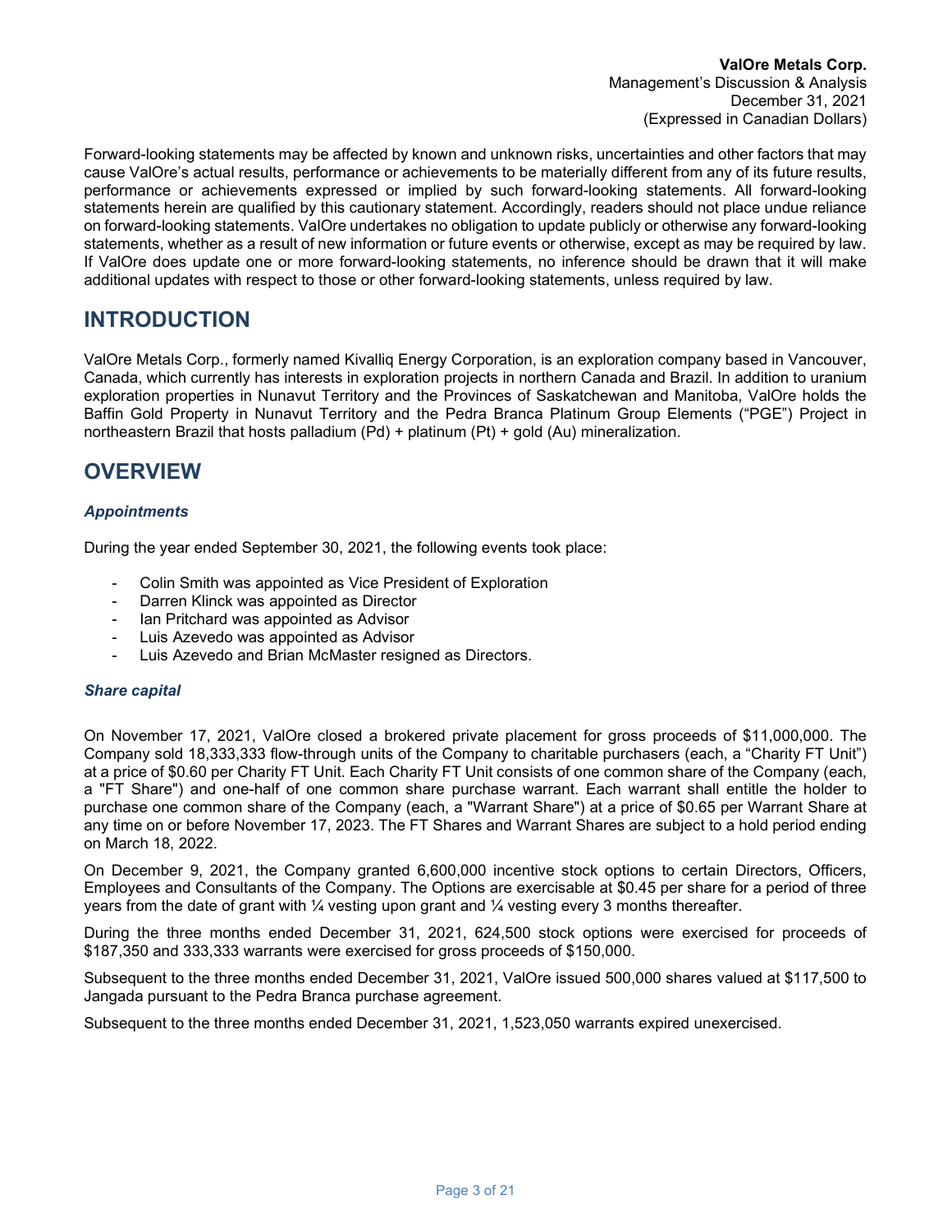Forward-looking statements may be affected by known and unknown risks, uncertainties and other factors that may cause ValOre's actual results, performance or achievements to be materially different from any of its future results, performance or achievements expressed or implied by such forward-looking statements. All forward-looking statements herein are qualified by this cautionary statement. Accordingly, readers should not place undue reliance on forward-looking statements. ValOre undertakes no obligation to update publicly or otherwise any forward-looking statements, whether as a result of new information or future events or otherwise, except as may be required by law. If ValOre does update one or more forward-looking statements, no inference should be drawn that it will make additional updates with respect to those or other forward-looking statements, unless required by law.

# INTRODUCTION

ValOre Metals Corp., formerly named Kivalliq Energy Corporation, is an exploration company based in Vancouver, Canada, which currently has interests in exploration projects in northern Canada and Brazil. In addition to uranium exploration properties in Nunavut Territory and the Provinces of Saskatchewan and Manitoba, ValOre holds the Baffin Gold Property in Nunavut Territory and the Pedra Branca Platinum Group Elements ("PGE") Project in northeastern Brazil that hosts palladium (Pd) + platinum (Pt) + gold (Au) mineralization.

# OVERVIEW

### *Appointments*

During the year ended September 30, 2021, the following events took place:

- Colin Smith was appointed as Vice President of Exploration
- Darren Klinck was appointed as Director
- Ian Pritchard was appointed as Advisor
- Luis Azevedo was appointed as Advisor
- Luis Azevedo and Brian McMaster resigned as Directors.

### *Share capital*

On November 17, 2021, ValOre closed a brokered private placement for gross proceeds of $11,000,000. The Company sold 18,333,333 flow-through units of the Company to charitable purchasers (each, a "Charity FT Unit") at a price of $0.60 per Charity FT Unit. Each Charity FT Unit consists of one common share of the Company (each, a "FT Share") and one-half of one common share purchase warrant. Each warrant shall entitle the holder to purchase one common share of the Company (each, a "Warrant Share") at a price of $0.65 per Warrant Share at any time on or before November 17, 2023. The FT Shares and Warrant Shares are subject to a hold period ending on March 18, 2022.

On December 9, 2021, the Company granted 6,600,000 incentive stock options to certain Directors, Officers, Employees and Consultants of the Company. The Options are exercisable at $0.45 per share for a period of three years from the date of grant with ¼ vesting upon grant and ¼ vesting every 3 months thereafter.

During the three months ended December 31, 2021, 624,500 stock options were exercised for proceeds of $187,350 and 333,333 warrants were exercised for gross proceeds of $150,000.

Subsequent to the three months ended December 31, 2021, ValOre issued 500,000 shares valued at $117,500 to Jangada pursuant to the Pedra Branca purchase agreement.

Subsequent to the three months ended December 31, 2021, 1,523,050 warrants expired unexercised.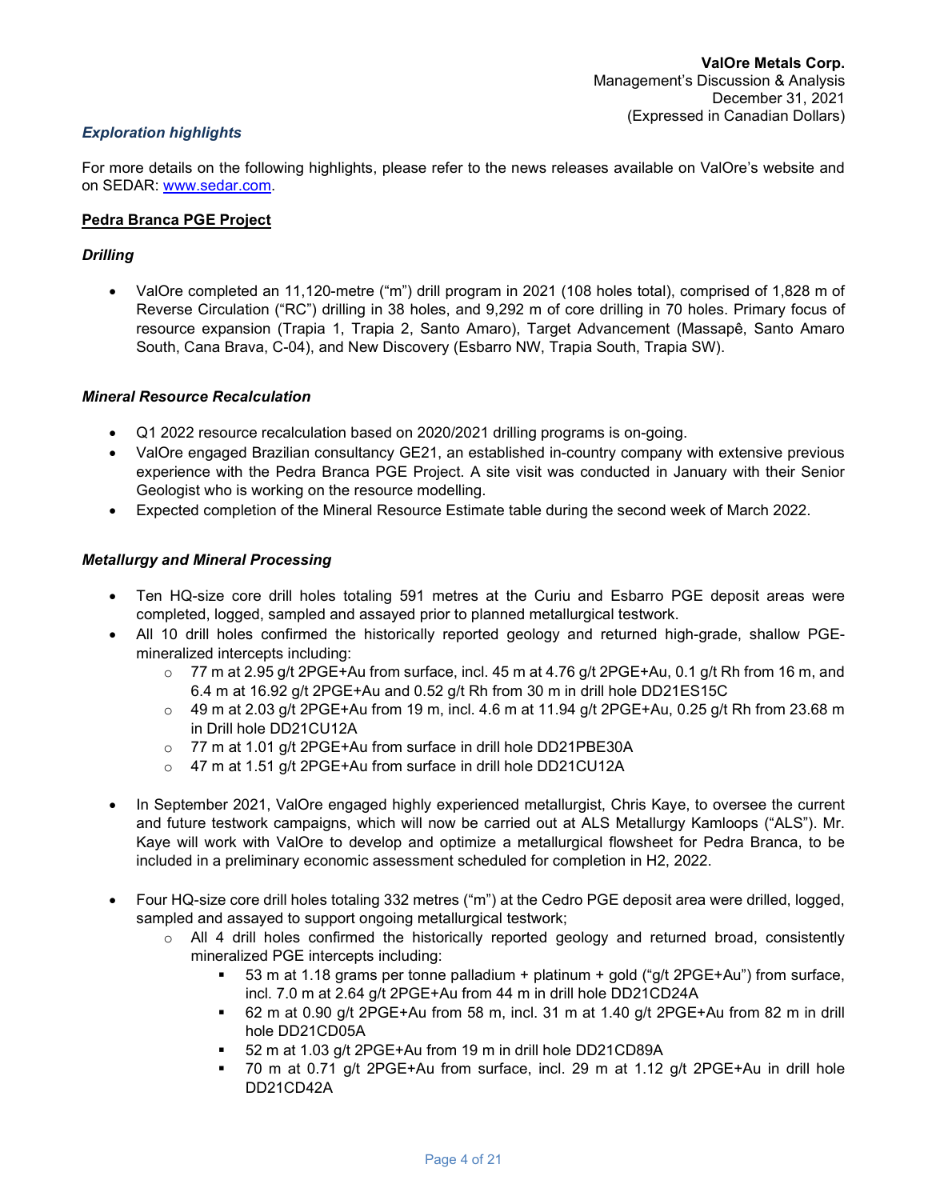### *Exploration highlights*

For more details on the following highlights, please refer to the news releases available on ValOre's website and on SEDAR: [www.sedar.com](www.sedar.com).

**Pedra Branca PGE Project**

***Drilling***

- ValOre completed an 11,120-metre ("m") drill program in 2021 (108 holes total), comprised of 1,828 m of Reverse Circulation ("RC") drilling in 38 holes, and 9,292 m of core drilling in 70 holes. Primary focus of resource expansion (Trapia 1, Trapia 2, Santo Amaro), Target Advancement (Massapê, Santo Amaro South, Cana Brava, C-04), and New Discovery (Esbarro NW, Trapia South, Trapia SW).

***Mineral Resource Recalculation***

- Q1 2022 resource recalculation based on 2020/2021 drilling programs is on-going.
- ValOre engaged Brazilian consultancy GE21, an established in-country company with extensive previous experience with the Pedra Branca PGE Project. A site visit was conducted in January with their Senior Geologist who is working on the resource modelling.
- Expected completion of the Mineral Resource Estimate table during the second week of March 2022.

***Metallurgy and Mineral Processing***

- Ten HQ-size core drill holes totaling 591 metres at the Curiu and Esbarro PGE deposit areas were completed, logged, sampled and assayed prior to planned metallurgical testwork.
- All 10 drill holes confirmed the historically reported geology and returned high-grade, shallow PGE-mineralized intercepts including:
  - 77 m at 2.95 g/t 2PGE+Au from surface, incl. 45 m at 4.76 g/t 2PGE+Au, 0.1 g/t Rh from 16 m, and 6.4 m at 16.92 g/t 2PGE+Au and 0.52 g/t Rh from 30 m in drill hole DD21ES15C
  - 49 m at 2.03 g/t 2PGE+Au from 19 m, incl. 4.6 m at 11.94 g/t 2PGE+Au, 0.25 g/t Rh from 23.68 m in Drill hole DD21CU12A
  - 77 m at 1.01 g/t 2PGE+Au from surface in drill hole DD21PBE30A
  - 47 m at 1.51 g/t 2PGE+Au from surface in drill hole DD21CU12A

- In September 2021, ValOre engaged highly experienced metallurgist, Chris Kaye, to oversee the current and future testwork campaigns, which will now be carried out at ALS Metallurgy Kamloops ("ALS"). Mr. Kaye will work with ValOre to develop and optimize a metallurgical flowsheet for Pedra Branca, to be included in a preliminary economic assessment scheduled for completion in H2, 2022.

- Four HQ-size core drill holes totaling 332 metres ("m") at the Cedro PGE deposit area were drilled, logged, sampled and assayed to support ongoing metallurgical testwork;
  - All 4 drill holes confirmed the historically reported geology and returned broad, consistently mineralized PGE intercepts including:
    - 53 m at 1.18 grams per tonne palladium + platinum + gold ("g/t 2PGE+Au") from surface, incl. 7.0 m at 2.64 g/t 2PGE+Au from 44 m in drill hole DD21CD24A
    - 62 m at 0.90 g/t 2PGE+Au from 58 m, incl. 31 m at 1.40 g/t 2PGE+Au from 82 m in drill hole DD21CD05A
    - 52 m at 1.03 g/t 2PGE+Au from 19 m in drill hole DD21CD89A
    - 70 m at 0.71 g/t 2PGE+Au from surface, incl. 29 m at 1.12 g/t 2PGE+Au in drill hole DD21CD42A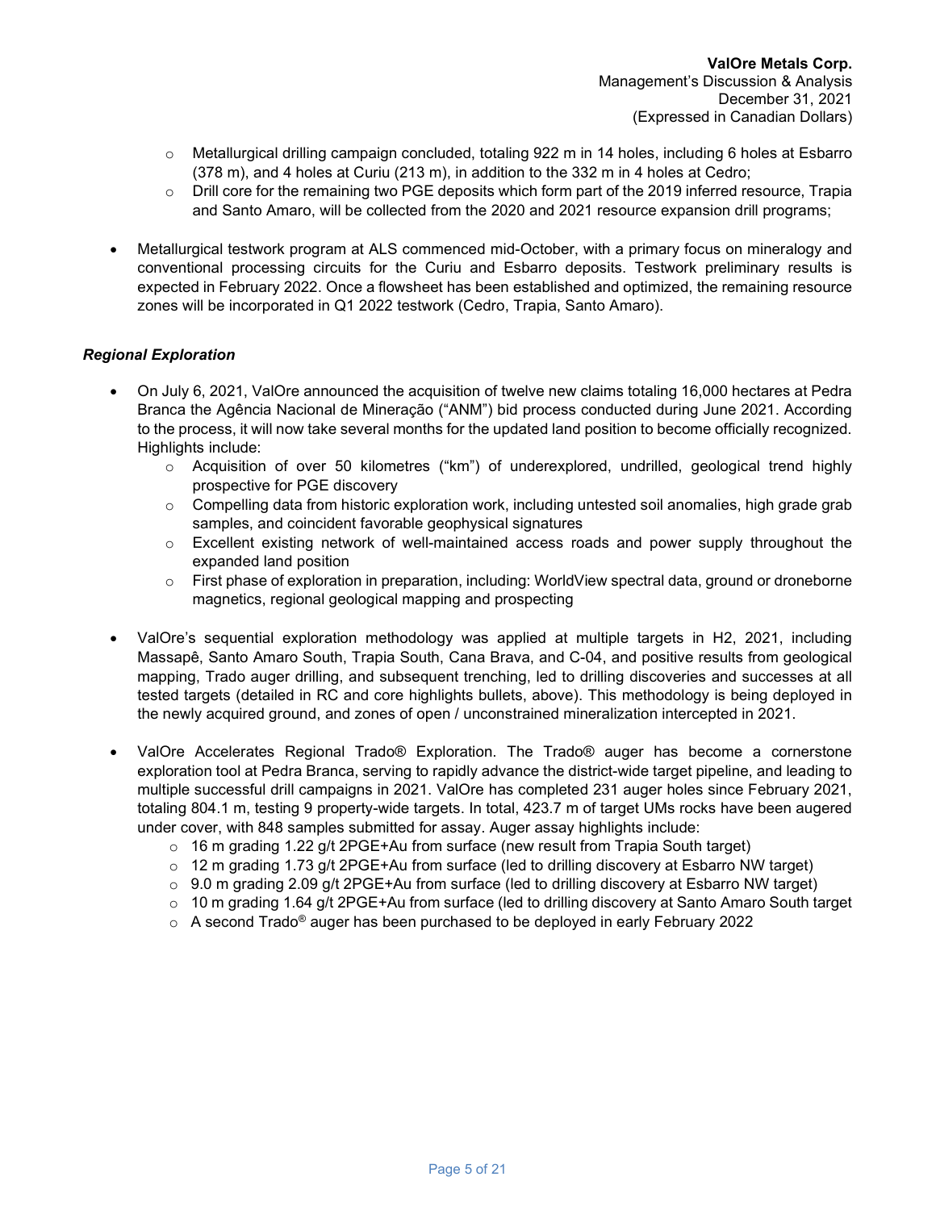- Metallurgical drilling campaign concluded, totaling 922 m in 14 holes, including 6 holes at Esbarro (378 m), and 4 holes at Curiu (213 m), in addition to the 332 m in 4 holes at Cedro;
  - Drill core for the remaining two PGE deposits which form part of the 2019 inferred resource, Trapia and Santo Amaro, will be collected from the 2020 and 2021 resource expansion drill programs;

- Metallurgical testwork program at ALS commenced mid-October, with a primary focus on mineralogy and conventional processing circuits for the Curiu and Esbarro deposits. Testwork preliminary results is expected in February 2022. Once a flowsheet has been established and optimized, the remaining resource zones will be incorporated in Q1 2022 testwork (Cedro, Trapia, Santo Amaro).

***Regional Exploration***

- On July 6, 2021, ValOre announced the acquisition of twelve new claims totaling 16,000 hectares at Pedra Branca the Agência Nacional de Mineração ("ANM") bid process conducted during June 2021. According to the process, it will now take several months for the updated land position to become officially recognized. Highlights include:
  - Acquisition of over 50 kilometres ("km") of underexplored, undrilled, geological trend highly prospective for PGE discovery
  - Compelling data from historic exploration work, including untested soil anomalies, high grade grab samples, and coincident favorable geophysical signatures
  - Excellent existing network of well-maintained access roads and power supply throughout the expanded land position
  - First phase of exploration in preparation, including: WorldView spectral data, ground or droneborne magnetics, regional geological mapping and prospecting

- ValOre's sequential exploration methodology was applied at multiple targets in H2, 2021, including Massapê, Santo Amaro South, Trapia South, Cana Brava, and C-04, and positive results from geological mapping, Trado auger drilling, and subsequent trenching, led to drilling discoveries and successes at all tested targets (detailed in RC and core highlights bullets, above). This methodology is being deployed in the newly acquired ground, and zones of open / unconstrained mineralization intercepted in 2021.

- ValOre Accelerates Regional Trado® Exploration. The Trado® auger has become a cornerstone exploration tool at Pedra Branca, serving to rapidly advance the district-wide target pipeline, and leading to multiple successful drill campaigns in 2021. ValOre has completed 231 auger holes since February 2021, totaling 804.1 m, testing 9 property-wide targets. In total, 423.7 m of target UMs rocks have been augered under cover, with 848 samples submitted for assay. Auger assay highlights include:
  - 16 m grading 1.22 g/t 2PGE+Au from surface (new result from Trapia South target)
  - 12 m grading 1.73 g/t 2PGE+Au from surface (led to drilling discovery at Esbarro NW target)
  - 9.0 m grading 2.09 g/t 2PGE+Au from surface (led to drilling discovery at Esbarro NW target)
  - 10 m grading 1.64 g/t 2PGE+Au from surface (led to drilling discovery at Santo Amaro South target
  - A second Trado® auger has been purchased to be deployed in early February 2022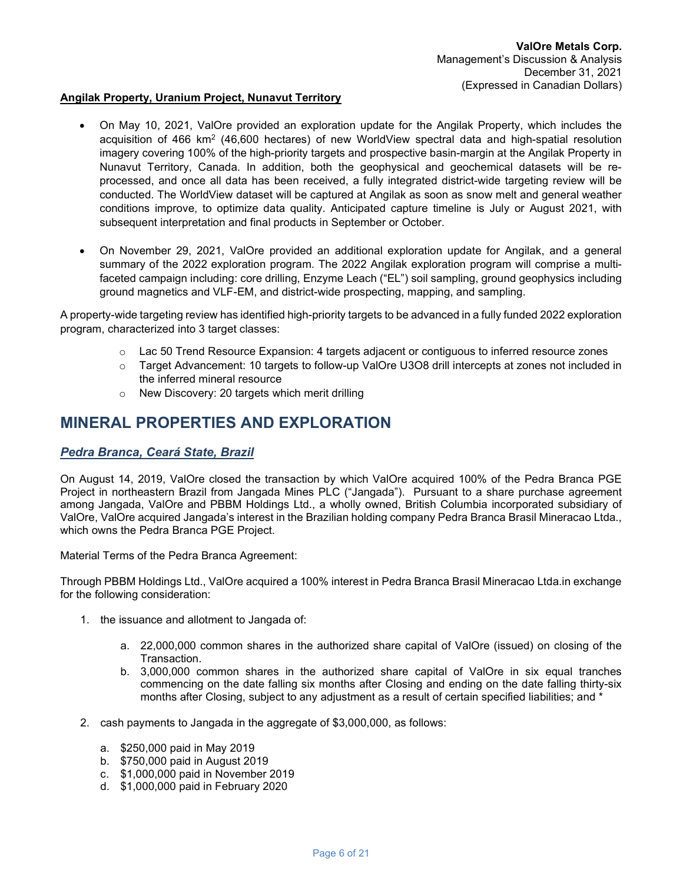**Angilak Property, Uranium Project, Nunavut Territory**

- On May 10, 2021, ValOre provided an exploration update for the Angilak Property, which includes the acquisition of 466 km$^2$ (46,600 hectares) of new WorldView spectral data and high-spatial resolution imagery covering 100% of the high-priority targets and prospective basin-margin at the Angilak Property in Nunavut Territory, Canada. In addition, both the geophysical and geochemical datasets will be re-processed, and once all data has been received, a fully integrated district-wide targeting review will be conducted. The WorldView dataset will be captured at Angilak as soon as snow melt and general weather conditions improve, to optimize data quality. Anticipated capture timeline is July or August 2021, with subsequent interpretation and final products in September or October.

- On November 29, 2021, ValOre provided an additional exploration update for Angilak, and a general summary of the 2022 exploration program. The 2022 Angilak exploration program will comprise a multi-faceted campaign including: core drilling, Enzyme Leach ("EL") soil sampling, ground geophysics including ground magnetics and VLF-EM, and district-wide prospecting, mapping, and sampling.

A property-wide targeting review has identified high-priority targets to be advanced in a fully funded 2022 exploration program, characterized into 3 target classes:

- Lac 50 Trend Resource Expansion: 4 targets adjacent or contiguous to inferred resource zones
- Target Advancement: 10 targets to follow-up ValOre U3O8 drill intercepts at zones not included in the inferred mineral resource
- New Discovery: 20 targets which merit drilling

# MINERAL PROPERTIES AND EXPLORATION

## ***Pedra Branca, Ceará State, Brazil***

On August 14, 2019, ValOre closed the transaction by which ValOre acquired 100% of the Pedra Branca PGE Project in northeastern Brazil from Jangada Mines PLC ("Jangada"). Pursuant to a share purchase agreement among Jangada, ValOre and PBBM Holdings Ltd., a wholly owned, British Columbia incorporated subsidiary of ValOre, ValOre acquired Jangada's interest in the Brazilian holding company Pedra Branca Brasil Mineracao Ltda., which owns the Pedra Branca PGE Project.

Material Terms of the Pedra Branca Agreement:

Through PBBM Holdings Ltd., ValOre acquired a 100% interest in Pedra Branca Brasil Mineracao Ltda.in exchange for the following consideration:

1. the issuance and allotment to Jangada of:
   a. 22,000,000 common shares in the authorized share capital of ValOre (issued) on closing of the Transaction.
   b. 3,000,000 common shares in the authorized share capital of ValOre in six equal tranches commencing on the date falling six months after Closing and ending on the date falling thirty-six months after Closing, subject to any adjustment as a result of certain specified liabilities; and *

2. cash payments to Jangada in the aggregate of $3,000,000, as follows:
   a. $250,000 paid in May 2019
   b. $750,000 paid in August 2019
   c. $1,000,000 paid in November 2019
   d. $1,000,000 paid in February 2020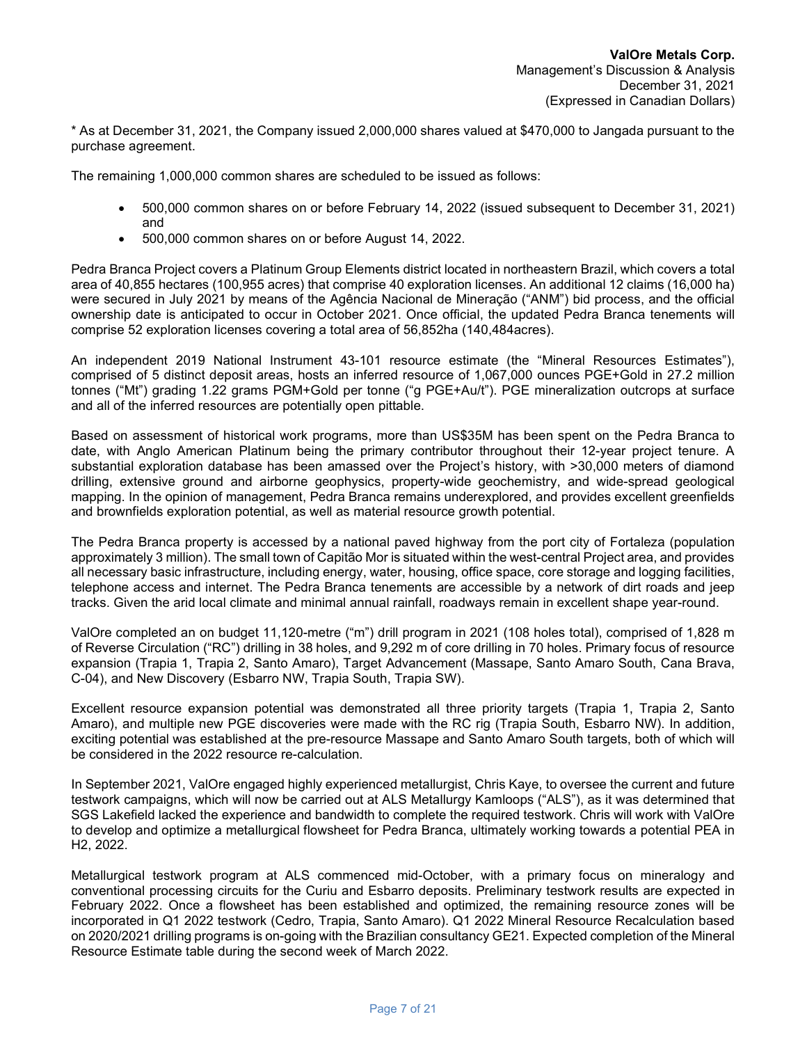* As at December 31, 2021, the Company issued 2,000,000 shares valued at $470,000 to Jangada pursuant to the purchase agreement.

The remaining 1,000,000 common shares are scheduled to be issued as follows:

- 500,000 common shares on or before February 14, 2022 (issued subsequent to December 31, 2021) and
- 500,000 common shares on or before August 14, 2022.

Pedra Branca Project covers a Platinum Group Elements district located in northeastern Brazil, which covers a total area of 40,855 hectares (100,955 acres) that comprise 40 exploration licenses. An additional 12 claims (16,000 ha) were secured in July 2021 by means of the Agência Nacional de Mineração ("ANM") bid process, and the official ownership date is anticipated to occur in October 2021. Once official, the updated Pedra Branca tenements will comprise 52 exploration licenses covering a total area of 56,852ha (140,484acres).

An independent 2019 National Instrument 43-101 resource estimate (the "Mineral Resources Estimates"), comprised of 5 distinct deposit areas, hosts an inferred resource of 1,067,000 ounces PGE+Gold in 27.2 million tonnes ("Mt") grading 1.22 grams PGM+Gold per tonne ("g PGE+Au/t"). PGE mineralization outcrops at surface and all of the inferred resources are potentially open pittable.

Based on assessment of historical work programs, more than US$35M has been spent on the Pedra Branca to date, with Anglo American Platinum being the primary contributor throughout their 12-year project tenure. A substantial exploration database has been amassed over the Project's history, with >30,000 meters of diamond drilling, extensive ground and airborne geophysics, property-wide geochemistry, and wide-spread geological mapping. In the opinion of management, Pedra Branca remains underexplored, and provides excellent greenfields and brownfields exploration potential, as well as material resource growth potential.

The Pedra Branca property is accessed by a national paved highway from the port city of Fortaleza (population approximately 3 million). The small town of Capitão Mor is situated within the west-central Project area, and provides all necessary basic infrastructure, including energy, water, housing, office space, core storage and logging facilities, telephone access and internet. The Pedra Branca tenements are accessible by a network of dirt roads and jeep tracks. Given the arid local climate and minimal annual rainfall, roadways remain in excellent shape year-round.

ValOre completed an on budget 11,120-metre ("m") drill program in 2021 (108 holes total), comprised of 1,828 m of Reverse Circulation ("RC") drilling in 38 holes, and 9,292 m of core drilling in 70 holes. Primary focus of resource expansion (Trapia 1, Trapia 2, Santo Amaro), Target Advancement (Massape, Santo Amaro South, Cana Brava, C-04), and New Discovery (Esbarro NW, Trapia South, Trapia SW).

Excellent resource expansion potential was demonstrated all three priority targets (Trapia 1, Trapia 2, Santo Amaro), and multiple new PGE discoveries were made with the RC rig (Trapia South, Esbarro NW). In addition, exciting potential was established at the pre-resource Massape and Santo Amaro South targets, both of which will be considered in the 2022 resource re-calculation.

In September 2021, ValOre engaged highly experienced metallurgist, Chris Kaye, to oversee the current and future testwork campaigns, which will now be carried out at ALS Metallurgy Kamloops ("ALS"), as it was determined that SGS Lakefield lacked the experience and bandwidth to complete the required testwork. Chris will work with ValOre to develop and optimize a metallurgical flowsheet for Pedra Branca, ultimately working towards a potential PEA in H2, 2022.

Metallurgical testwork program at ALS commenced mid-October, with a primary focus on mineralogy and conventional processing circuits for the Curiu and Esbarro deposits. Preliminary testwork results are expected in February 2022. Once a flowsheet has been established and optimized, the remaining resource zones will be incorporated in Q1 2022 testwork (Cedro, Trapia, Santo Amaro). Q1 2022 Mineral Resource Recalculation based on 2020/2021 drilling programs is on-going with the Brazilian consultancy GE21. Expected completion of the Mineral Resource Estimate table during the second week of March 2022.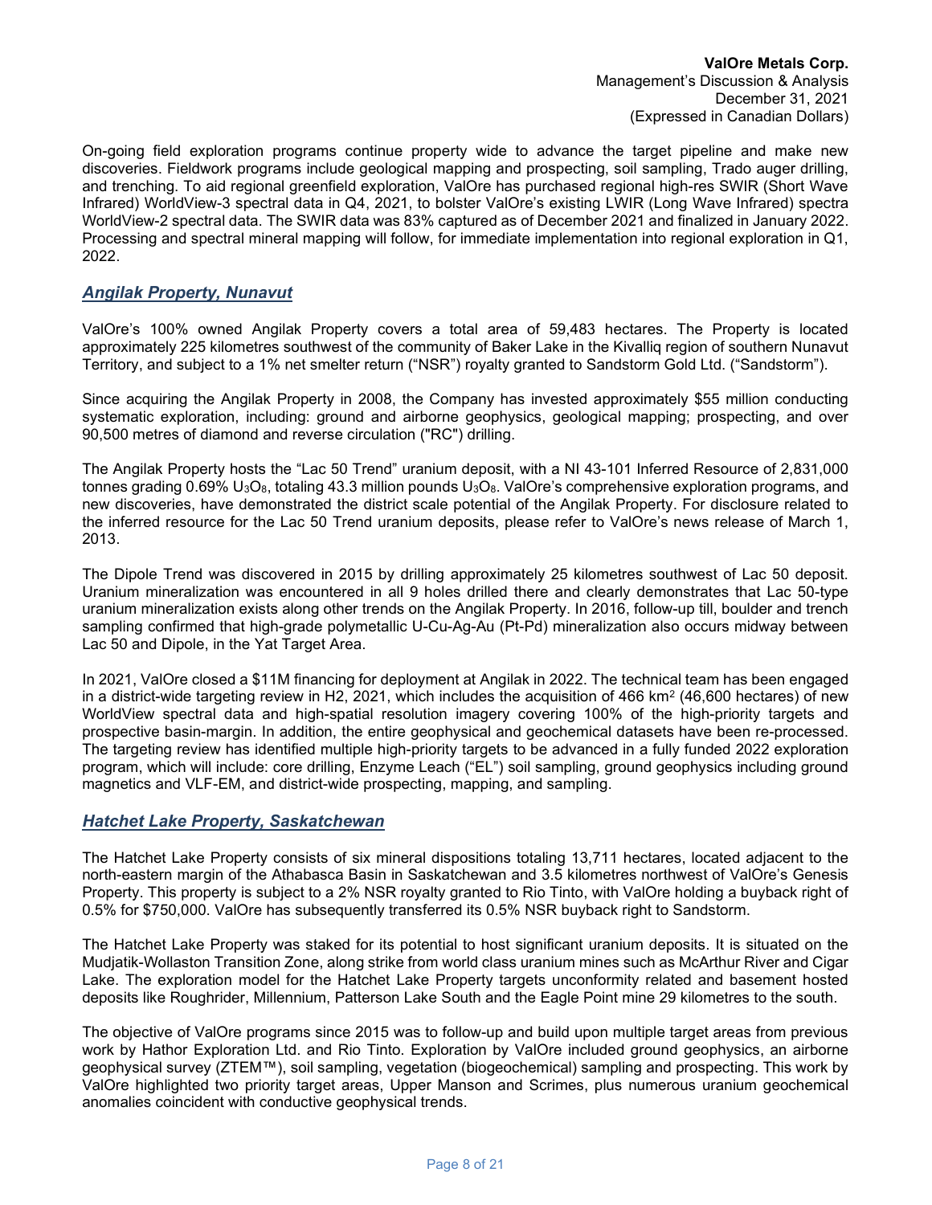On-going field exploration programs continue property wide to advance the target pipeline and make new discoveries. Fieldwork programs include geological mapping and prospecting, soil sampling, Trado auger drilling, and trenching. To aid regional greenfield exploration, ValOre has purchased regional high-res SWIR (Short Wave Infrared) WorldView-3 spectral data in Q4, 2021, to bolster ValOre's existing LWIR (Long Wave Infrared) spectra WorldView-2 spectral data. The SWIR data was 83% captured as of December 2021 and finalized in January 2022. Processing and spectral mineral mapping will follow, for immediate implementation into regional exploration in Q1, 2022.

## *Angilak Property, Nunavut*

ValOre's 100% owned Angilak Property covers a total area of 59,483 hectares. The Property is located approximately 225 kilometres southwest of the community of Baker Lake in the Kivalliq region of southern Nunavut Territory, and subject to a 1% net smelter return ("NSR") royalty granted to Sandstorm Gold Ltd. ("Sandstorm").

Since acquiring the Angilak Property in 2008, the Company has invested approximately $55 million conducting systematic exploration, including: ground and airborne geophysics, geological mapping; prospecting, and over 90,500 metres of diamond and reverse circulation ("RC") drilling.

The Angilak Property hosts the "Lac 50 Trend" uranium deposit, with a NI 43-101 Inferred Resource of 2,831,000 tonnes grading 0.69% $U_3O_8$, totaling 43.3 million pounds $U_3O_8$. ValOre's comprehensive exploration programs, and new discoveries, have demonstrated the district scale potential of the Angilak Property. For disclosure related to the inferred resource for the Lac 50 Trend uranium deposits, please refer to ValOre's news release of March 1, 2013.

The Dipole Trend was discovered in 2015 by drilling approximately 25 kilometres southwest of Lac 50 deposit. Uranium mineralization was encountered in all 9 holes drilled there and clearly demonstrates that Lac 50-type uranium mineralization exists along other trends on the Angilak Property. In 2016, follow-up till, boulder and trench sampling confirmed that high-grade polymetallic U-Cu-Ag-Au (Pt-Pd) mineralization also occurs midway between Lac 50 and Dipole, in the Yat Target Area.

In 2021, ValOre closed a $11M financing for deployment at Angilak in 2022. The technical team has been engaged in a district-wide targeting review in H2, 2021, which includes the acquisition of 466 $km^2$ (46,600 hectares) of new WorldView spectral data and high-spatial resolution imagery covering 100% of the high-priority targets and prospective basin-margin. In addition, the entire geophysical and geochemical datasets have been re-processed. The targeting review has identified multiple high-priority targets to be advanced in a fully funded 2022 exploration program, which will include: core drilling, Enzyme Leach ("EL") soil sampling, ground geophysics including ground magnetics and VLF-EM, and district-wide prospecting, mapping, and sampling.

## *Hatchet Lake Property, Saskatchewan*

The Hatchet Lake Property consists of six mineral dispositions totaling 13,711 hectares, located adjacent to the north-eastern margin of the Athabasca Basin in Saskatchewan and 3.5 kilometres northwest of ValOre's Genesis Property. This property is subject to a 2% NSR royalty granted to Rio Tinto, with ValOre holding a buyback right of 0.5% for $750,000. ValOre has subsequently transferred its 0.5% NSR buyback right to Sandstorm.

The Hatchet Lake Property was staked for its potential to host significant uranium deposits. It is situated on the Mudjatik-Wollaston Transition Zone, along strike from world class uranium mines such as McArthur River and Cigar Lake. The exploration model for the Hatchet Lake Property targets unconformity related and basement hosted deposits like Roughrider, Millennium, Patterson Lake South and the Eagle Point mine 29 kilometres to the south.

The objective of ValOre programs since 2015 was to follow-up and build upon multiple target areas from previous work by Hathor Exploration Ltd. and Rio Tinto. Exploration by ValOre included ground geophysics, an airborne geophysical survey (ZTEM™), soil sampling, vegetation (biogeochemical) sampling and prospecting. This work by ValOre highlighted two priority target areas, Upper Manson and Scrimes, plus numerous uranium geochemical anomalies coincident with conductive geophysical trends.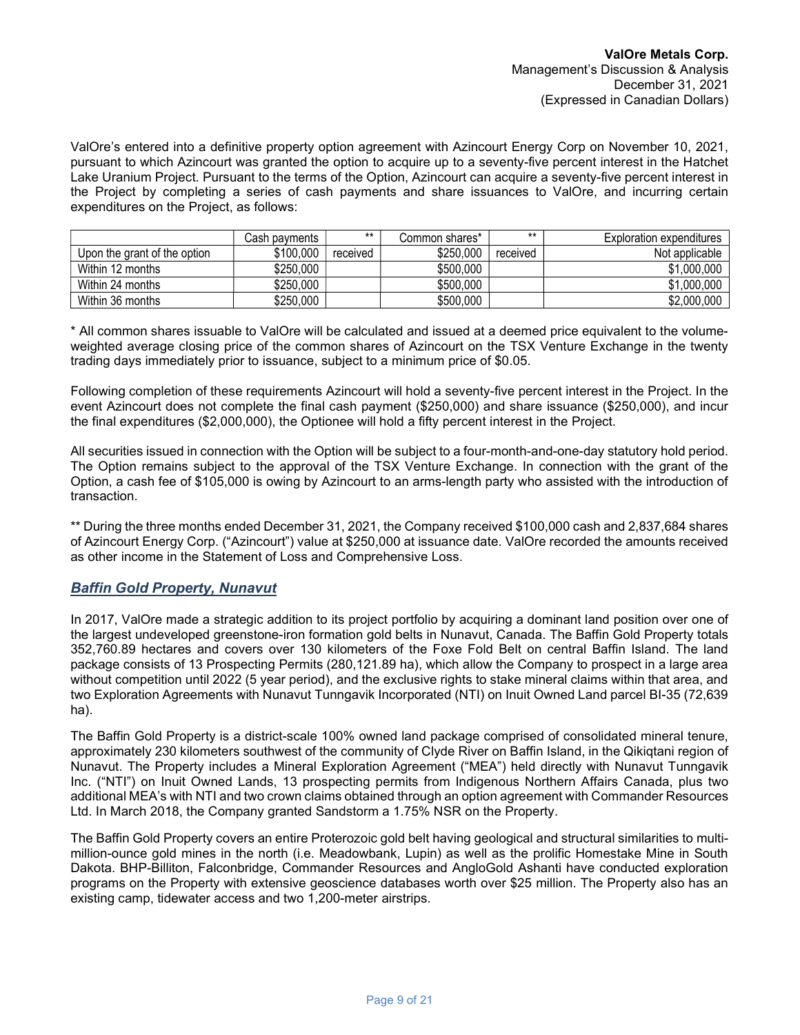ValOre's entered into a definitive property option agreement with Azincourt Energy Corp on November 10, 2021, pursuant to which Azincourt was granted the option to acquire up to a seventy-five percent interest in the Hatchet Lake Uranium Project. Pursuant to the terms of the Option, Azincourt can acquire a seventy-five percent interest in the Project by completing a series of cash payments and share issuances to ValOre, and incurring certain expenditures on the Project, as follows:

| | Cash payments | ** | Common shares* | ** | Exploration expenditures |
|---|---|---|---|---|---|
| Upon the grant of the option | $100,000 | received | $250,000 | received | Not applicable |
| Within 12 months | $250,000 | | $500,000 | | $1,000,000 |
| Within 24 months | $250,000 | | $500,000 | | $1,000,000 |
| Within 36 months | $250,000 | | $500,000 | | $2,000,000 |

* All common shares issuable to ValOre will be calculated and issued at a deemed price equivalent to the volume-weighted average closing price of the common shares of Azincourt on the TSX Venture Exchange in the twenty trading days immediately prior to issuance, subject to a minimum price of $0.05.

Following completion of these requirements Azincourt will hold a seventy-five percent interest in the Project. In the event Azincourt does not complete the final cash payment ($250,000) and share issuance ($250,000), and incur the final expenditures ($2,000,000), the Optionee will hold a fifty percent interest in the Project.

All securities issued in connection with the Option will be subject to a four-month-and-one-day statutory hold period. The Option remains subject to the approval of the TSX Venture Exchange. In connection with the grant of the Option, a cash fee of $105,000 is owing by Azincourt to an arms-length party who assisted with the introduction of transaction.

** During the three months ended December 31, 2021, the Company received $100,000 cash and 2,837,684 shares of Azincourt Energy Corp. ("Azincourt") value at $250,000 at issuance date. ValOre recorded the amounts received as other income in the Statement of Loss and Comprehensive Loss.

## ***Baffin Gold Property, Nunavut***

In 2017, ValOre made a strategic addition to its project portfolio by acquiring a dominant land position over one of the largest undeveloped greenstone-iron formation gold belts in Nunavut, Canada. The Baffin Gold Property totals 352,760.89 hectares and covers over 130 kilometers of the Foxe Fold Belt on central Baffin Island. The land package consists of 13 Prospecting Permits (280,121.89 ha), which allow the Company to prospect in a large area without competition until 2022 (5 year period), and the exclusive rights to stake mineral claims within that area, and two Exploration Agreements with Nunavut Tunngavik Incorporated (NTI) on Inuit Owned Land parcel BI-35 (72,639 ha).

The Baffin Gold Property is a district-scale 100% owned land package comprised of consolidated mineral tenure, approximately 230 kilometers southwest of the community of Clyde River on Baffin Island, in the Qikiqtani region of Nunavut. The Property includes a Mineral Exploration Agreement ("MEA") held directly with Nunavut Tunngavik Inc. ("NTI") on Inuit Owned Lands, 13 prospecting permits from Indigenous Northern Affairs Canada, plus two additional MEA's with NTI and two crown claims obtained through an option agreement with Commander Resources Ltd. In March 2018, the Company granted Sandstorm a 1.75% NSR on the Property.

The Baffin Gold Property covers an entire Proterozoic gold belt having geological and structural similarities to multi-million-ounce gold mines in the north (i.e. Meadowbank, Lupin) as well as the prolific Homestake Mine in South Dakota. BHP-Billiton, Falconbridge, Commander Resources and AngloGold Ashanti have conducted exploration programs on the Property with extensive geoscience databases worth over $25 million. The Property also has an existing camp, tidewater access and two 1,200-meter airstrips.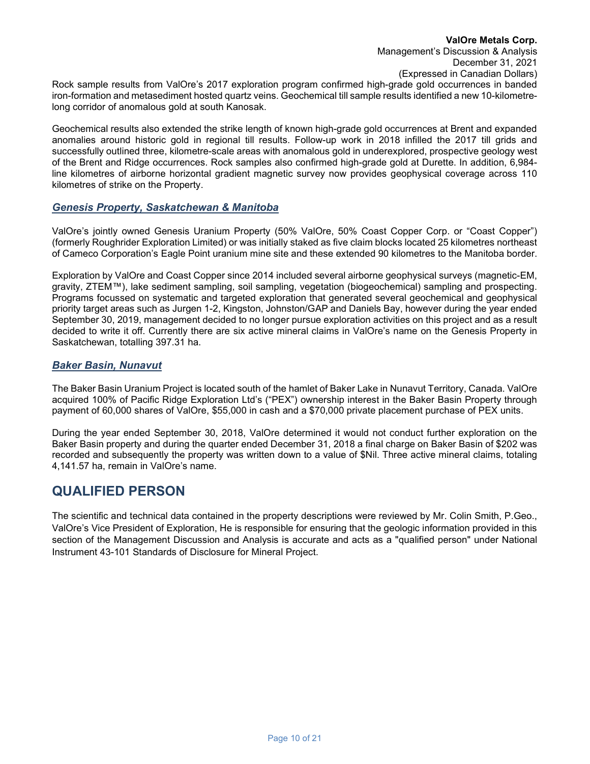Rock sample results from ValOre's 2017 exploration program confirmed high-grade gold occurrences in banded iron-formation and metasediment hosted quartz veins. Geochemical till sample results identified a new 10-kilometre-long corridor of anomalous gold at south Kanosak.

Geochemical results also extended the strike length of known high-grade gold occurrences at Brent and expanded anomalies around historic gold in regional till results. Follow-up work in 2018 infilled the 2017 till grids and successfully outlined three, kilometre-scale areas with anomalous gold in underexplored, prospective geology west of the Brent and Ridge occurrences. Rock samples also confirmed high-grade gold at Durette. In addition, 6,984-line kilometres of airborne horizontal gradient magnetic survey now provides geophysical coverage across 110 kilometres of strike on the Property.

### *Genesis Property, Saskatchewan & Manitoba*

ValOre's jointly owned Genesis Uranium Property (50% ValOre, 50% Coast Copper Corp. or "Coast Copper") (formerly Roughrider Exploration Limited) or was initially staked as five claim blocks located 25 kilometres northeast of Cameco Corporation's Eagle Point uranium mine site and these extended 90 kilometres to the Manitoba border.

Exploration by ValOre and Coast Copper since 2014 included several airborne geophysical surveys (magnetic-EM, gravity, ZTEM™), lake sediment sampling, soil sampling, vegetation (biogeochemical) sampling and prospecting. Programs focussed on systematic and targeted exploration that generated several geochemical and geophysical priority target areas such as Jurgen 1-2, Kingston, Johnston/GAP and Daniels Bay, however during the year ended September 30, 2019, management decided to no longer pursue exploration activities on this project and as a result decided to write it off. Currently there are six active mineral claims in ValOre's name on the Genesis Property in Saskatchewan, totalling 397.31 ha.

### *Baker Basin, Nunavut*

The Baker Basin Uranium Project is located south of the hamlet of Baker Lake in Nunavut Territory, Canada. ValOre acquired 100% of Pacific Ridge Exploration Ltd's ("PEX") ownership interest in the Baker Basin Property through payment of 60,000 shares of ValOre, $55,000 in cash and a $70,000 private placement purchase of PEX units.

During the year ended September 30, 2018, ValOre determined it would not conduct further exploration on the Baker Basin property and during the quarter ended December 31, 2018 a final charge on Baker Basin of $202 was recorded and subsequently the property was written down to a value of $Nil. Three active mineral claims, totaling 4,141.57 ha, remain in ValOre's name.

## QUALIFIED PERSON

The scientific and technical data contained in the property descriptions were reviewed by Mr. Colin Smith, P.Geo., ValOre's Vice President of Exploration, He is responsible for ensuring that the geologic information provided in this section of the Management Discussion and Analysis is accurate and acts as a "qualified person" under National Instrument 43-101 Standards of Disclosure for Mineral Project.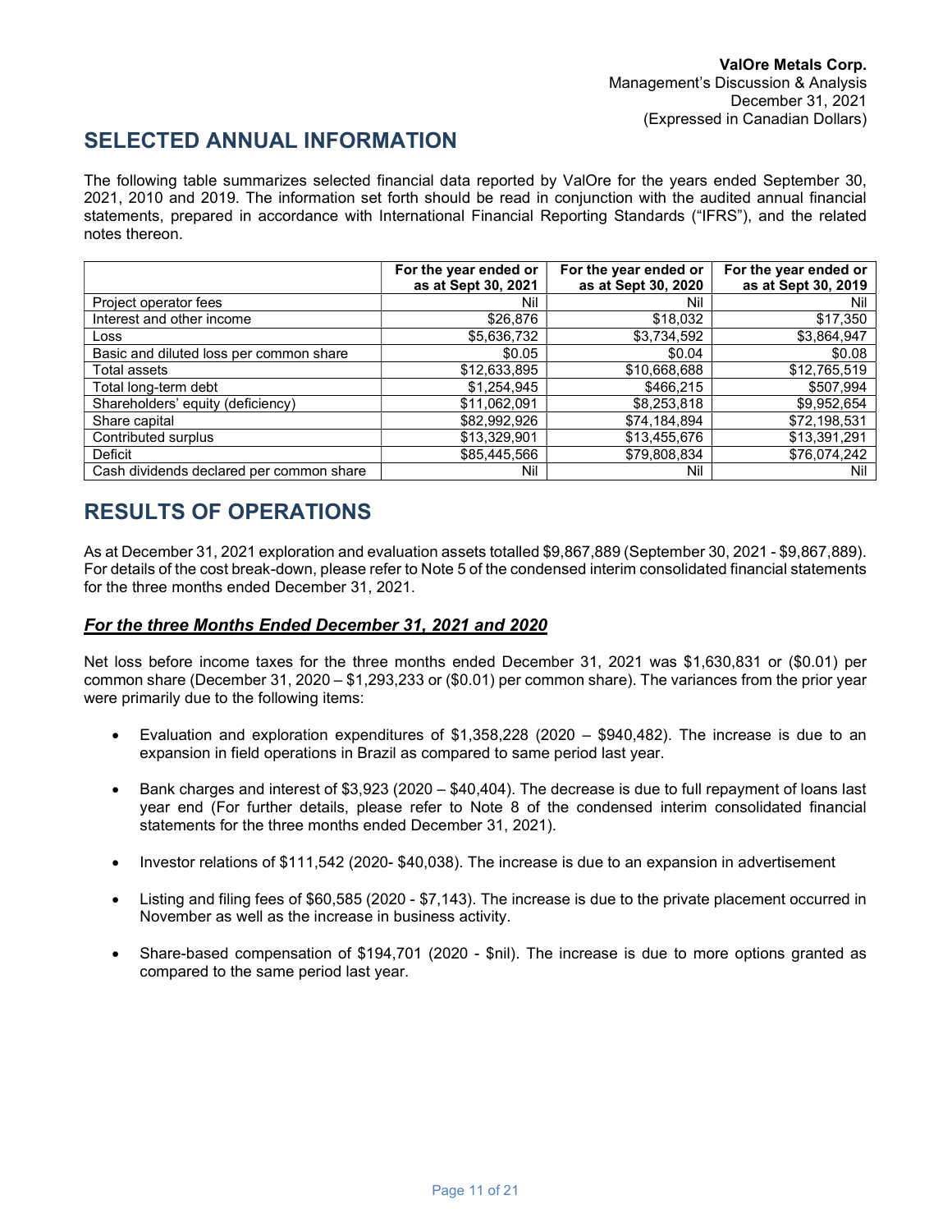## SELECTED ANNUAL INFORMATION

The following table summarizes selected financial data reported by ValOre for the years ended September 30, 2021, 2010 and 2019. The information set forth should be read in conjunction with the audited annual financial statements, prepared in accordance with International Financial Reporting Standards ("IFRS"), and the related notes thereon.

| | For the year ended or as at Sept 30, 2021 | For the year ended or as at Sept 30, 2020 | For the year ended or as at Sept 30, 2019 |
|---|---|---|---|
| Project operator fees | Nil | Nil | Nil |
| Interest and other income | $26,876 | $18,032 | $17,350 |
| Loss | $5,636,732 | $3,734,592 | $3,864,947 |
| Basic and diluted loss per common share | $0.05 | $0.04 | $0.08 |
| Total assets | $12,633,895 | $10,668,688 | $12,765,519 |
| Total long-term debt | $1,254,945 | $466,215 | $507,994 |
| Shareholders' equity (deficiency) | $11,062,091 | $8,253,818 | $9,952,654 |
| Share capital | $82,992,926 | $74,184,894 | $72,198,531 |
| Contributed surplus | $13,329,901 | $13,455,676 | $13,391,291 |
| Deficit | $85,445,566 | $79,808,834 | $76,074,242 |
| Cash dividends declared per common share | Nil | Nil | Nil |

## RESULTS OF OPERATIONS

As at December 31, 2021 exploration and evaluation assets totalled $9,867,889 (September 30, 2021 - $9,867,889). For details of the cost break-down, please refer to Note 5 of the condensed interim consolidated financial statements for the three months ended December 31, 2021.

### ***For the three Months Ended December 31, 2021 and 2020***

Net loss before income taxes for the three months ended December 31, 2021 was $1,630,831 or ($0.01) per common share (December 31, 2020 – $1,293,233 or ($0.01) per common share). The variances from the prior year were primarily due to the following items:

- Evaluation and exploration expenditures of $1,358,228 (2020 – $940,482). The increase is due to an expansion in field operations in Brazil as compared to same period last year.
- Bank charges and interest of $3,923 (2020 – $40,404). The decrease is due to full repayment of loans last year end (For further details, please refer to Note 8 of the condensed interim consolidated financial statements for the three months ended December 31, 2021).
- Investor relations of $111,542 (2020- $40,038). The increase is due to an expansion in advertisement
- Listing and filing fees of $60,585 (2020 - $7,143). The increase is due to the private placement occurred in November as well as the increase in business activity.
- Share-based compensation of $194,701 (2020 - $nil). The increase is due to more options granted as compared to the same period last year.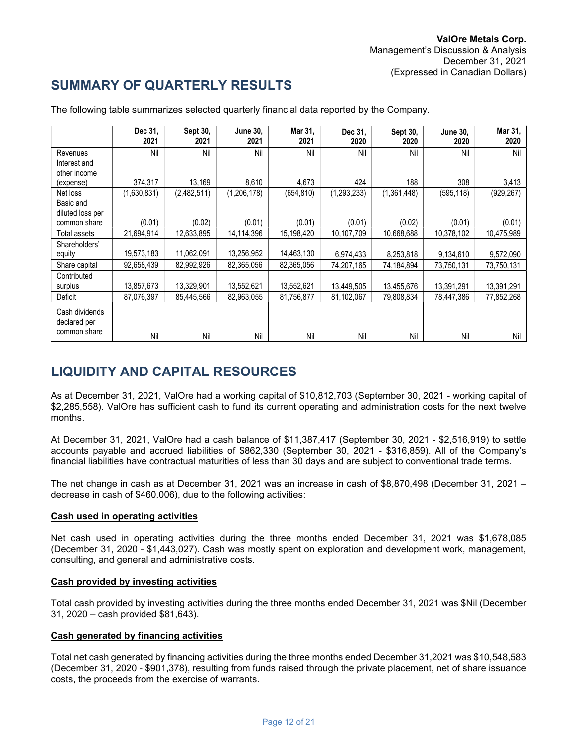## SUMMARY OF QUARTERLY RESULTS

The following table summarizes selected quarterly financial data reported by the Company.

| | Dec 31, 2021 | Sept 30, 2021 | June 30, 2021 | Mar 31, 2021 | Dec 31, 2020 | Sept 30, 2020 | June 30, 2020 | Mar 31, 2020 |
|---|---|---|---|---|---|---|---|---|
| Revenues | Nil | Nil | Nil | Nil | Nil | Nil | Nil | Nil |
| Interest and other income (expense) | 374,317 | 13,169 | 8,610 | 4,673 | 424 | 188 | 308 | 3,413 |
| Net loss | (1,630,831) | (2,482,511) | (1,206,178) | (654,810) | (1,293,233) | (1,361,448) | (595,118) | (929,267) |
| Basic and diluted loss per common share | (0.01) | (0.02) | (0.01) | (0.01) | (0.01) | (0.02) | (0.01) | (0.01) |
| Total assets | 21,694,914 | 12,633,895 | 14,114,396 | 15,198,420 | 10,107,709 | 10,668,688 | 10,378,102 | 10,475,989 |
| Shareholders' equity | 19,573,183 | 11,062,091 | 13,256,952 | 14,463,130 | 6,974,433 | 8,253,818 | 9,134,610 | 9,572,090 |
| Share capital | 92,658,439 | 82,992,926 | 82,365,056 | 82,365,056 | 74,207,165 | 74,184,894 | 73,750,131 | 73,750,131 |
| Contributed surplus | 13,857,673 | 13,329,901 | 13,552,621 | 13,552,621 | 13,449,505 | 13,455,676 | 13,391,291 | 13,391,291 |
| Deficit | 87,076,397 | 85,445,566 | 82,963,055 | 81,756,877 | 81,102,067 | 79,808,834 | 78,447,386 | 77,852,268 |
| Cash dividends declared per common share | Nil | Nil | Nil | Nil | Nil | Nil | Nil | Nil |

## LIQUIDITY AND CAPITAL RESOURCES

As at December 31, 2021, ValOre had a working capital of $10,812,703 (September 30, 2021 - working capital of $2,285,558). ValOre has sufficient cash to fund its current operating and administration costs for the next twelve months.

At December 31, 2021, ValOre had a cash balance of $11,387,417 (September 30, 2021 - $2,516,919) to settle accounts payable and accrued liabilities of $862,330 (September 30, 2021 - $316,859). All of the Company's financial liabilities have contractual maturities of less than 30 days and are subject to conventional trade terms.

The net change in cash as at December 31, 2021 was an increase in cash of $8,870,498 (December 31, 2021 – decrease in cash of $460,006), due to the following activities:

**Cash used in operating activities**

Net cash used in operating activities during the three months ended December 31, 2021 was $1,678,085 (December 31, 2020 - $1,443,027). Cash was mostly spent on exploration and development work, management, consulting, and general and administrative costs.

**Cash provided by investing activities**

Total cash provided by investing activities during the three months ended December 31, 2021 was $Nil (December 31, 2020 – cash provided $81,643).

**Cash generated by financing activities**

Total net cash generated by financing activities during the three months ended December 31,2021 was $10,548,583 (December 31, 2020 - $901,378), resulting from funds raised through the private placement, net of share issuance costs, the proceeds from the exercise of warrants.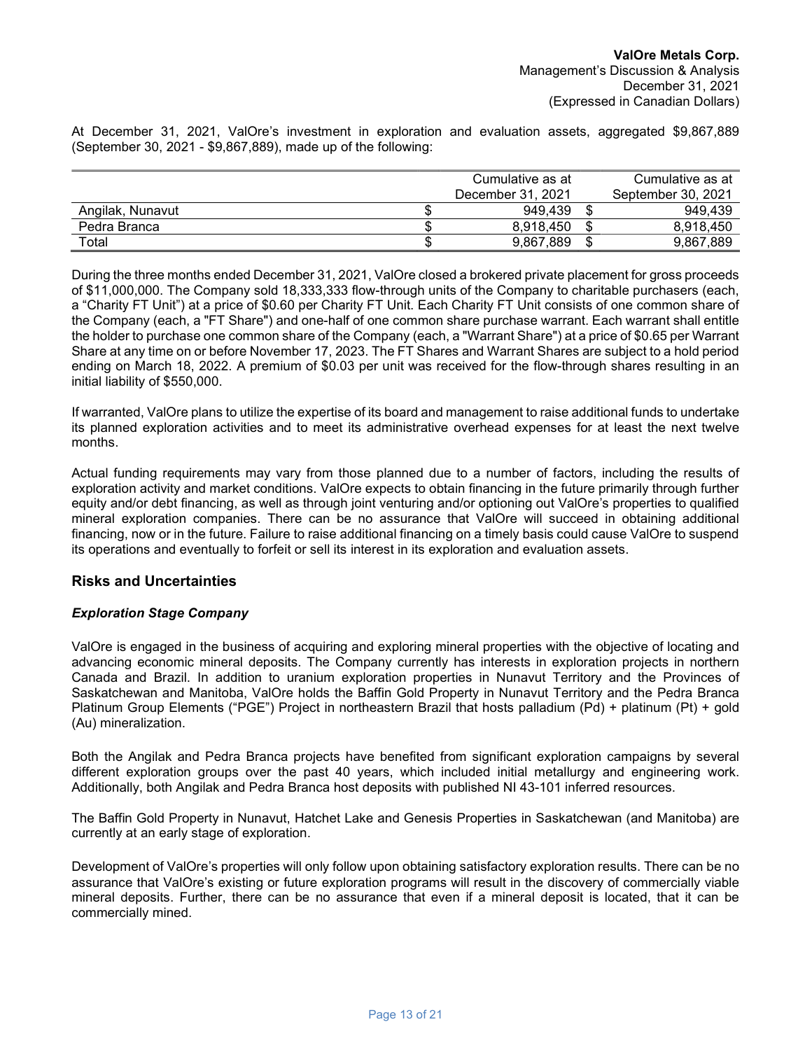At December 31, 2021, ValOre's investment in exploration and evaluation assets, aggregated $9,867,889 (September 30, 2021 - $9,867,889), made up of the following:

| | Cumulative as at December 31, 2021 | Cumulative as at September 30, 2021 |
|---|---|---|
| Angilak, Nunavut | $ 949,439 | $ 949,439 |
| Pedra Branca | $ 8,918,450 | $ 8,918,450 |
| Total | $ 9,867,889 | $ 9,867,889 |

During the three months ended December 31, 2021, ValOre closed a brokered private placement for gross proceeds of $11,000,000. The Company sold 18,333,333 flow-through units of the Company to charitable purchasers (each, a "Charity FT Unit") at a price of $0.60 per Charity FT Unit. Each Charity FT Unit consists of one common share of the Company (each, a "FT Share") and one-half of one common share purchase warrant. Each warrant shall entitle the holder to purchase one common share of the Company (each, a "Warrant Share") at a price of $0.65 per Warrant Share at any time on or before November 17, 2023. The FT Shares and Warrant Shares are subject to a hold period ending on March 18, 2022. A premium of $0.03 per unit was received for the flow-through shares resulting in an initial liability of $550,000.

If warranted, ValOre plans to utilize the expertise of its board and management to raise additional funds to undertake its planned exploration activities and to meet its administrative overhead expenses for at least the next twelve months.

Actual funding requirements may vary from those planned due to a number of factors, including the results of exploration activity and market conditions. ValOre expects to obtain financing in the future primarily through further equity and/or debt financing, as well as through joint venturing and/or optioning out ValOre's properties to qualified mineral exploration companies. There can be no assurance that ValOre will succeed in obtaining additional financing, now or in the future. Failure to raise additional financing on a timely basis could cause ValOre to suspend its operations and eventually to forfeit or sell its interest in its exploration and evaluation assets.

## Risks and Uncertainties

### *Exploration Stage Company*

ValOre is engaged in the business of acquiring and exploring mineral properties with the objective of locating and advancing economic mineral deposits. The Company currently has interests in exploration projects in northern Canada and Brazil. In addition to uranium exploration properties in Nunavut Territory and the Provinces of Saskatchewan and Manitoba, ValOre holds the Baffin Gold Property in Nunavut Territory and the Pedra Branca Platinum Group Elements ("PGE") Project in northeastern Brazil that hosts palladium (Pd) + platinum (Pt) + gold (Au) mineralization.

Both the Angilak and Pedra Branca projects have benefited from significant exploration campaigns by several different exploration groups over the past 40 years, which included initial metallurgy and engineering work. Additionally, both Angilak and Pedra Branca host deposits with published NI 43-101 inferred resources.

The Baffin Gold Property in Nunavut, Hatchet Lake and Genesis Properties in Saskatchewan (and Manitoba) are currently at an early stage of exploration.

Development of ValOre's properties will only follow upon obtaining satisfactory exploration results. There can be no assurance that ValOre's existing or future exploration programs will result in the discovery of commercially viable mineral deposits. Further, there can be no assurance that even if a mineral deposit is located, that it can be commercially mined.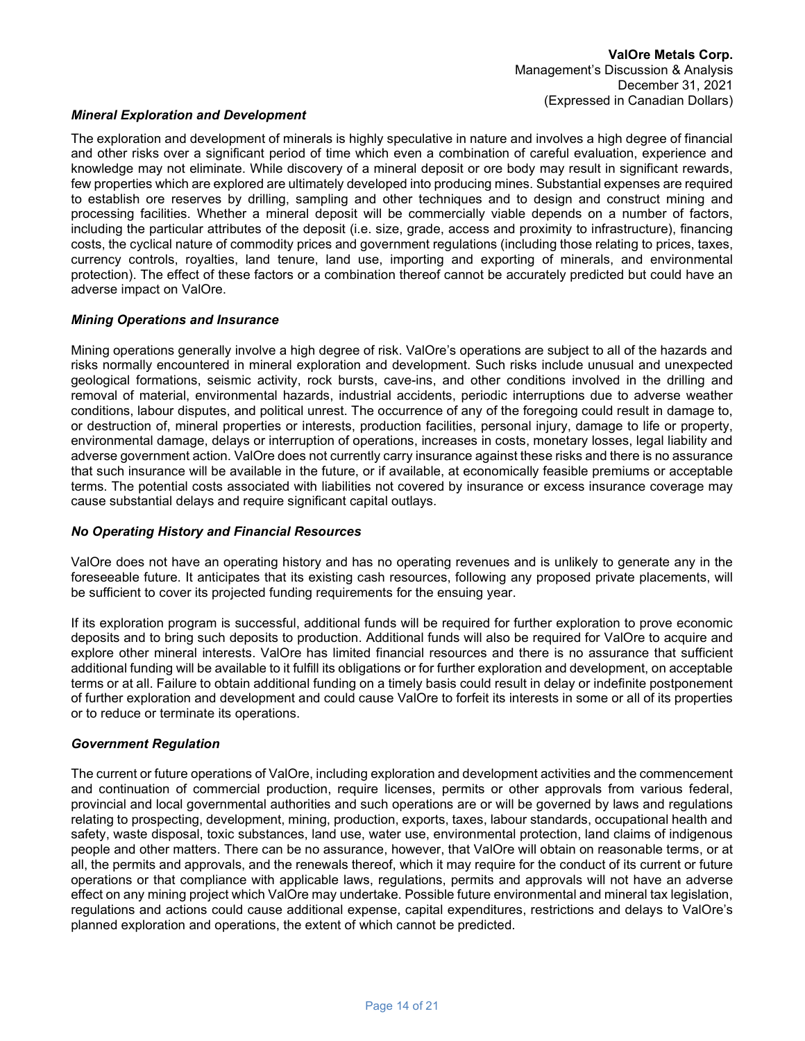***Mineral Exploration and Development***

The exploration and development of minerals is highly speculative in nature and involves a high degree of financial and other risks over a significant period of time which even a combination of careful evaluation, experience and knowledge may not eliminate. While discovery of a mineral deposit or ore body may result in significant rewards, few properties which are explored are ultimately developed into producing mines. Substantial expenses are required to establish ore reserves by drilling, sampling and other techniques and to design and construct mining and processing facilities. Whether a mineral deposit will be commercially viable depends on a number of factors, including the particular attributes of the deposit (i.e. size, grade, access and proximity to infrastructure), financing costs, the cyclical nature of commodity prices and government regulations (including those relating to prices, taxes, currency controls, royalties, land tenure, land use, importing and exporting of minerals, and environmental protection). The effect of these factors or a combination thereof cannot be accurately predicted but could have an adverse impact on ValOre.

***Mining Operations and Insurance***

Mining operations generally involve a high degree of risk. ValOre's operations are subject to all of the hazards and risks normally encountered in mineral exploration and development. Such risks include unusual and unexpected geological formations, seismic activity, rock bursts, cave-ins, and other conditions involved in the drilling and removal of material, environmental hazards, industrial accidents, periodic interruptions due to adverse weather conditions, labour disputes, and political unrest. The occurrence of any of the foregoing could result in damage to, or destruction of, mineral properties or interests, production facilities, personal injury, damage to life or property, environmental damage, delays or interruption of operations, increases in costs, monetary losses, legal liability and adverse government action. ValOre does not currently carry insurance against these risks and there is no assurance that such insurance will be available in the future, or if available, at economically feasible premiums or acceptable terms. The potential costs associated with liabilities not covered by insurance or excess insurance coverage may cause substantial delays and require significant capital outlays.

***No Operating History and Financial Resources***

ValOre does not have an operating history and has no operating revenues and is unlikely to generate any in the foreseeable future. It anticipates that its existing cash resources, following any proposed private placements, will be sufficient to cover its projected funding requirements for the ensuing year.

If its exploration program is successful, additional funds will be required for further exploration to prove economic deposits and to bring such deposits to production. Additional funds will also be required for ValOre to acquire and explore other mineral interests. ValOre has limited financial resources and there is no assurance that sufficient additional funding will be available to it fulfill its obligations or for further exploration and development, on acceptable terms or at all. Failure to obtain additional funding on a timely basis could result in delay or indefinite postponement of further exploration and development and could cause ValOre to forfeit its interests in some or all of its properties or to reduce or terminate its operations.

***Government Regulation***

The current or future operations of ValOre, including exploration and development activities and the commencement and continuation of commercial production, require licenses, permits or other approvals from various federal, provincial and local governmental authorities and such operations are or will be governed by laws and regulations relating to prospecting, development, mining, production, exports, taxes, labour standards, occupational health and safety, waste disposal, toxic substances, land use, water use, environmental protection, land claims of indigenous people and other matters. There can be no assurance, however, that ValOre will obtain on reasonable terms, or at all, the permits and approvals, and the renewals thereof, which it may require for the conduct of its current or future operations or that compliance with applicable laws, regulations, permits and approvals will not have an adverse effect on any mining project which ValOre may undertake. Possible future environmental and mineral tax legislation, regulations and actions could cause additional expense, capital expenditures, restrictions and delays to ValOre's planned exploration and operations, the extent of which cannot be predicted.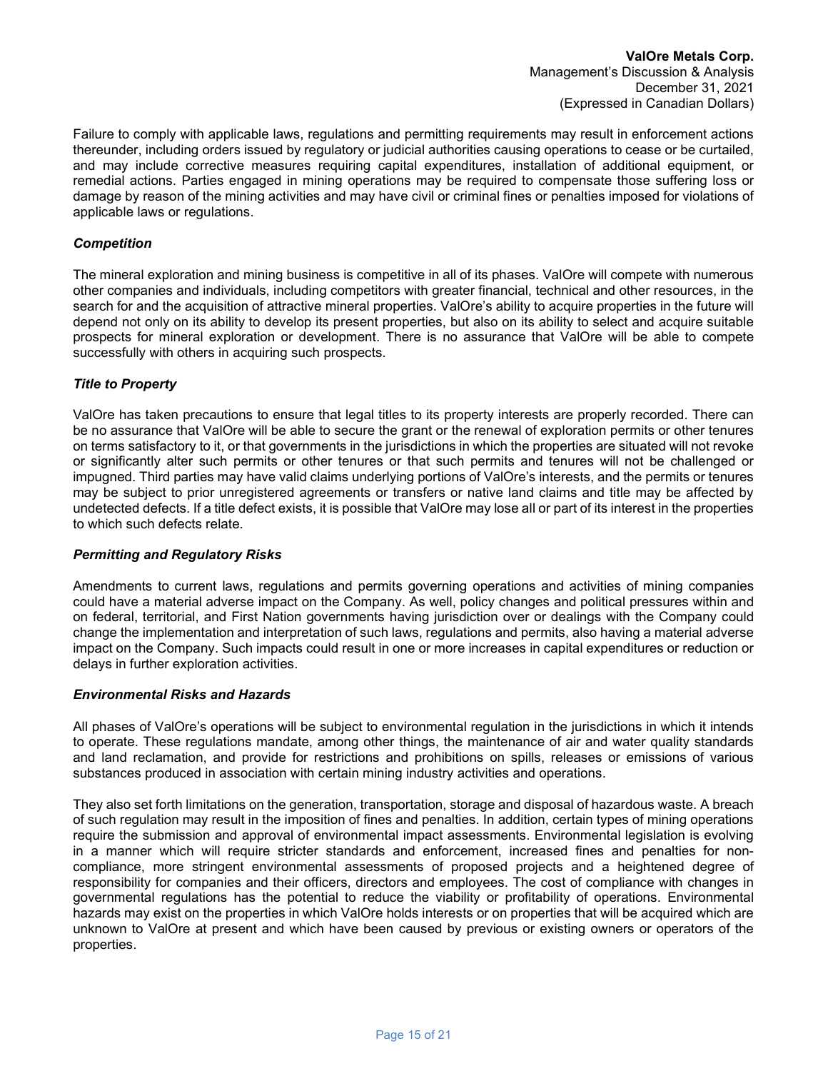Failure to comply with applicable laws, regulations and permitting requirements may result in enforcement actions thereunder, including orders issued by regulatory or judicial authorities causing operations to cease or be curtailed, and may include corrective measures requiring capital expenditures, installation of additional equipment, or remedial actions. Parties engaged in mining operations may be required to compensate those suffering loss or damage by reason of the mining activities and may have civil or criminal fines or penalties imposed for violations of applicable laws or regulations.

***Competition***

The mineral exploration and mining business is competitive in all of its phases. ValOre will compete with numerous other companies and individuals, including competitors with greater financial, technical and other resources, in the search for and the acquisition of attractive mineral properties. ValOre's ability to acquire properties in the future will depend not only on its ability to develop its present properties, but also on its ability to select and acquire suitable prospects for mineral exploration or development. There is no assurance that ValOre will be able to compete successfully with others in acquiring such prospects.

***Title to Property***

ValOre has taken precautions to ensure that legal titles to its property interests are properly recorded. There can be no assurance that ValOre will be able to secure the grant or the renewal of exploration permits or other tenures on terms satisfactory to it, or that governments in the jurisdictions in which the properties are situated will not revoke or significantly alter such permits or other tenures or that such permits and tenures will not be challenged or impugned. Third parties may have valid claims underlying portions of ValOre's interests, and the permits or tenures may be subject to prior unregistered agreements or transfers or native land claims and title may be affected by undetected defects. If a title defect exists, it is possible that ValOre may lose all or part of its interest in the properties to which such defects relate.

***Permitting and Regulatory Risks***

Amendments to current laws, regulations and permits governing operations and activities of mining companies could have a material adverse impact on the Company. As well, policy changes and political pressures within and on federal, territorial, and First Nation governments having jurisdiction over or dealings with the Company could change the implementation and interpretation of such laws, regulations and permits, also having a material adverse impact on the Company. Such impacts could result in one or more increases in capital expenditures or reduction or delays in further exploration activities.

***Environmental Risks and Hazards***

All phases of ValOre's operations will be subject to environmental regulation in the jurisdictions in which it intends to operate. These regulations mandate, among other things, the maintenance of air and water quality standards and land reclamation, and provide for restrictions and prohibitions on spills, releases or emissions of various substances produced in association with certain mining industry activities and operations.

They also set forth limitations on the generation, transportation, storage and disposal of hazardous waste. A breach of such regulation may result in the imposition of fines and penalties. In addition, certain types of mining operations require the submission and approval of environmental impact assessments. Environmental legislation is evolving in a manner which will require stricter standards and enforcement, increased fines and penalties for non-compliance, more stringent environmental assessments of proposed projects and a heightened degree of responsibility for companies and their officers, directors and employees. The cost of compliance with changes in governmental regulations has the potential to reduce the viability or profitability of operations. Environmental hazards may exist on the properties in which ValOre holds interests or on properties that will be acquired which are unknown to ValOre at present and which have been caused by previous or existing owners or operators of the properties.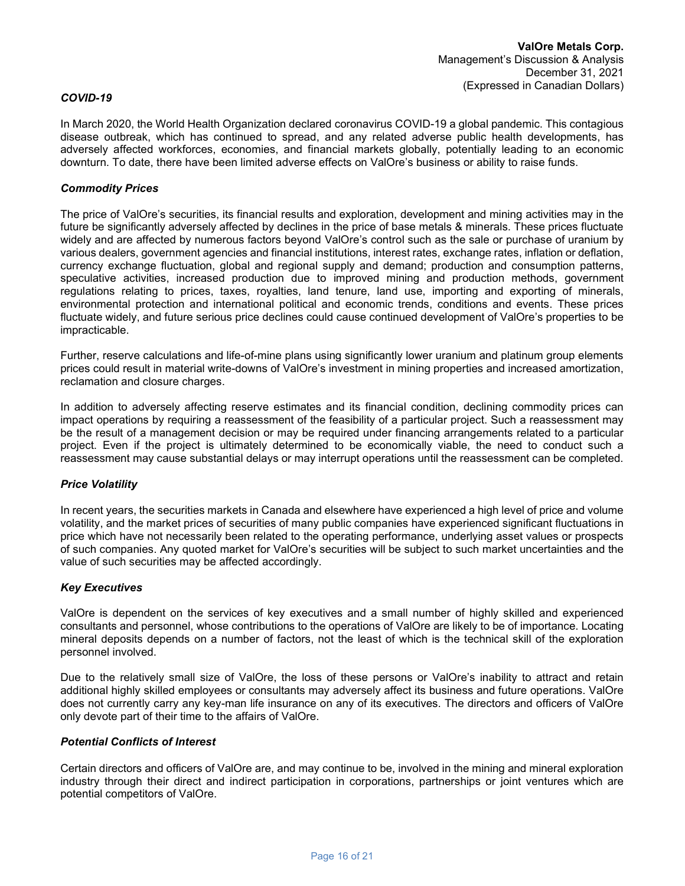### *COVID-19*

In March 2020, the World Health Organization declared coronavirus COVID-19 a global pandemic. This contagious disease outbreak, which has continued to spread, and any related adverse public health developments, has adversely affected workforces, economies, and financial markets globally, potentially leading to an economic downturn. To date, there have been limited adverse effects on ValOre's business or ability to raise funds.

### *Commodity Prices*

The price of ValOre's securities, its financial results and exploration, development and mining activities may in the future be significantly adversely affected by declines in the price of base metals & minerals. These prices fluctuate widely and are affected by numerous factors beyond ValOre's control such as the sale or purchase of uranium by various dealers, government agencies and financial institutions, interest rates, exchange rates, inflation or deflation, currency exchange fluctuation, global and regional supply and demand; production and consumption patterns, speculative activities, increased production due to improved mining and production methods, government regulations relating to prices, taxes, royalties, land tenure, land use, importing and exporting of minerals, environmental protection and international political and economic trends, conditions and events. These prices fluctuate widely, and future serious price declines could cause continued development of ValOre's properties to be impracticable.

Further, reserve calculations and life-of-mine plans using significantly lower uranium and platinum group elements prices could result in material write-downs of ValOre's investment in mining properties and increased amortization, reclamation and closure charges.

In addition to adversely affecting reserve estimates and its financial condition, declining commodity prices can impact operations by requiring a reassessment of the feasibility of a particular project. Such a reassessment may be the result of a management decision or may be required under financing arrangements related to a particular project. Even if the project is ultimately determined to be economically viable, the need to conduct such a reassessment may cause substantial delays or may interrupt operations until the reassessment can be completed.

### *Price Volatility*

In recent years, the securities markets in Canada and elsewhere have experienced a high level of price and volume volatility, and the market prices of securities of many public companies have experienced significant fluctuations in price which have not necessarily been related to the operating performance, underlying asset values or prospects of such companies. Any quoted market for ValOre's securities will be subject to such market uncertainties and the value of such securities may be affected accordingly.

### *Key Executives*

ValOre is dependent on the services of key executives and a small number of highly skilled and experienced consultants and personnel, whose contributions to the operations of ValOre are likely to be of importance. Locating mineral deposits depends on a number of factors, not the least of which is the technical skill of the exploration personnel involved.

Due to the relatively small size of ValOre, the loss of these persons or ValOre's inability to attract and retain additional highly skilled employees or consultants may adversely affect its business and future operations. ValOre does not currently carry any key-man life insurance on any of its executives. The directors and officers of ValOre only devote part of their time to the affairs of ValOre.

### *Potential Conflicts of Interest*

Certain directors and officers of ValOre are, and may continue to be, involved in the mining and mineral exploration industry through their direct and indirect participation in corporations, partnerships or joint ventures which are potential competitors of ValOre.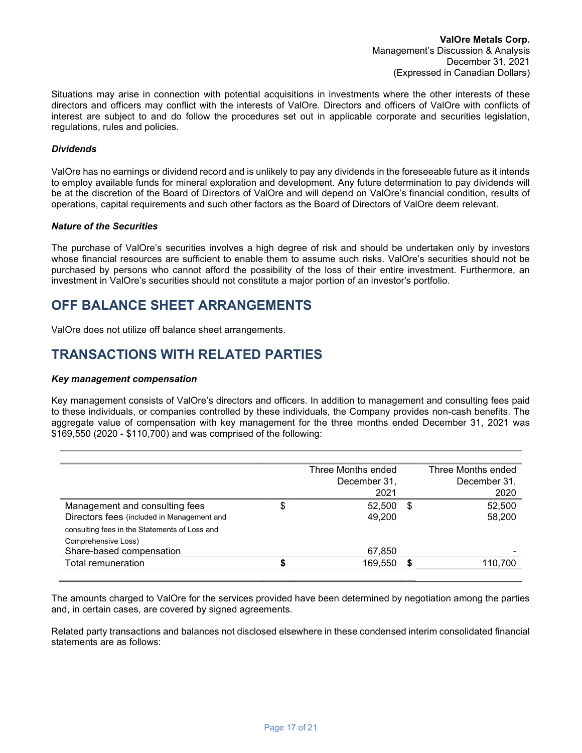Situations may arise in connection with potential acquisitions in investments where the other interests of these directors and officers may conflict with the interests of ValOre. Directors and officers of ValOre with conflicts of interest are subject to and do follow the procedures set out in applicable corporate and securities legislation, regulations, rules and policies.

### *Dividends*

ValOre has no earnings or dividend record and is unlikely to pay any dividends in the foreseeable future as it intends to employ available funds for mineral exploration and development. Any future determination to pay dividends will be at the discretion of the Board of Directors of ValOre and will depend on ValOre's financial condition, results of operations, capital requirements and such other factors as the Board of Directors of ValOre deem relevant.

### *Nature of the Securities*

The purchase of ValOre's securities involves a high degree of risk and should be undertaken only by investors whose financial resources are sufficient to enable them to assume such risks. ValOre's securities should not be purchased by persons who cannot afford the possibility of the loss of their entire investment. Furthermore, an investment in ValOre's securities should not constitute a major portion of an investor's portfolio.

## OFF BALANCE SHEET ARRANGEMENTS

ValOre does not utilize off balance sheet arrangements.

## TRANSACTIONS WITH RELATED PARTIES

### *Key management compensation*

Key management consists of ValOre's directors and officers. In addition to management and consulting fees paid to these individuals, or companies controlled by these individuals, the Company provides non-cash benefits. The aggregate value of compensation with key management for the three months ended December 31, 2021 was $169,550 (2020 - $110,700) and was comprised of the following:

| | Three Months ended December 31, 2021 | Three Months ended December 31, 2020 |
|---|---|---|
| Management and consulting fees | $ 52,500 | $ 52,500 |
| Directors fees (included in Management and consulting fees in the Statements of Loss and Comprehensive Loss) | 49,200 | 58,200 |
| Share-based compensation | 67,850 | - |
| Total remuneration | **$** 169,550 | **$** 110,700 |

The amounts charged to ValOre for the services provided have been determined by negotiation among the parties and, in certain cases, are covered by signed agreements.

Related party transactions and balances not disclosed elsewhere in these condensed interim consolidated financial statements are as follows: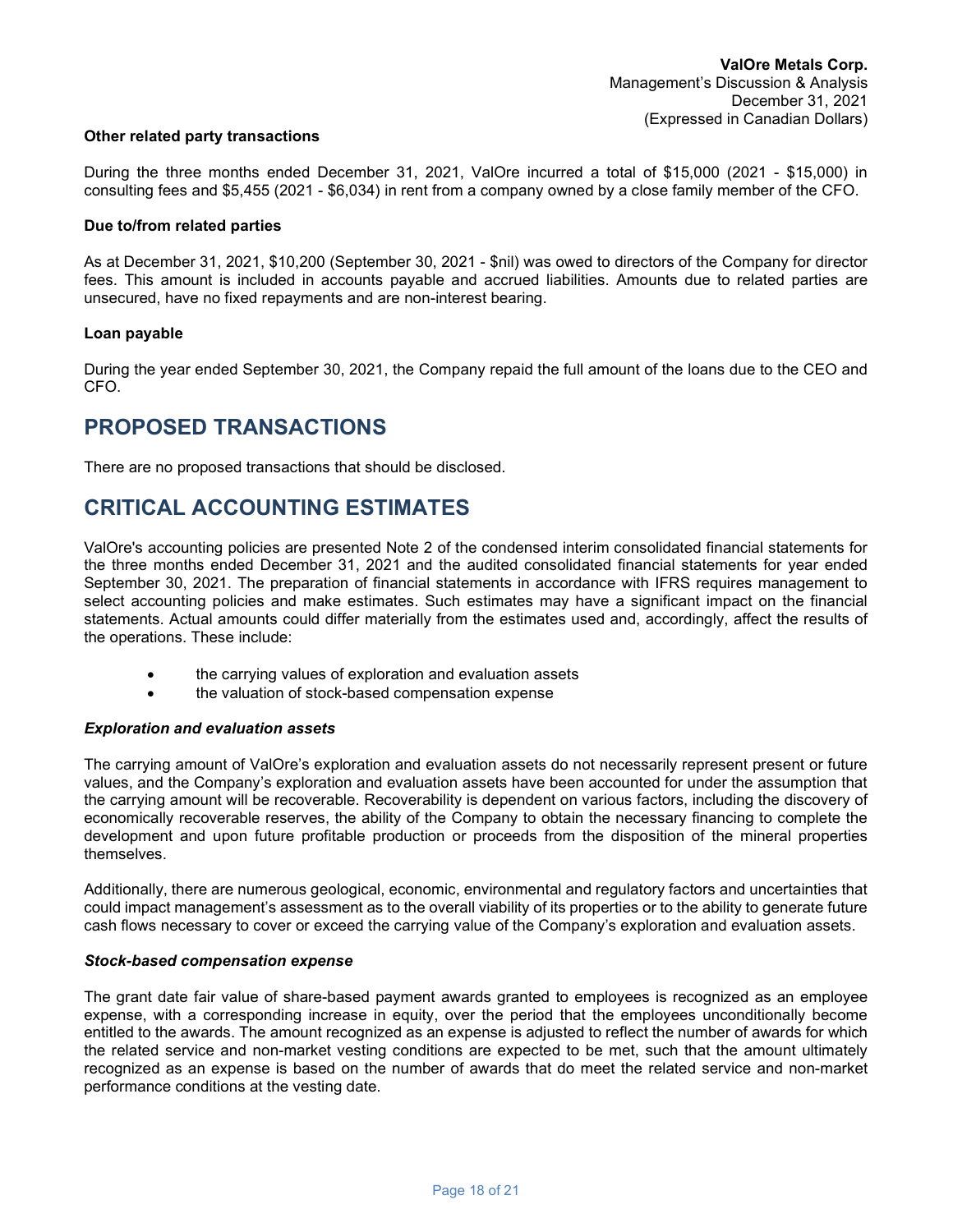### Other related party transactions

During the three months ended December 31, 2021, ValOre incurred a total of $15,000 (2021 - $15,000) in consulting fees and $5,455 (2021 - $6,034) in rent from a company owned by a close family member of the CFO.

### Due to/from related parties

As at December 31, 2021, $10,200 (September 30, 2021 - $nil) was owed to directors of the Company for director fees. This amount is included in accounts payable and accrued liabilities. Amounts due to related parties are unsecured, have no fixed repayments and are non-interest bearing.

### Loan payable

During the year ended September 30, 2021, the Company repaid the full amount of the loans due to the CEO and CFO.

## PROPOSED TRANSACTIONS

There are no proposed transactions that should be disclosed.

## CRITICAL ACCOUNTING ESTIMATES

ValOre's accounting policies are presented Note 2 of the condensed interim consolidated financial statements for the three months ended December 31, 2021 and the audited consolidated financial statements for year ended September 30, 2021. The preparation of financial statements in accordance with IFRS requires management to select accounting policies and make estimates. Such estimates may have a significant impact on the financial statements. Actual amounts could differ materially from the estimates used and, accordingly, affect the results of the operations. These include:

- the carrying values of exploration and evaluation assets
- the valuation of stock-based compensation expense

### *Exploration and evaluation assets*

The carrying amount of ValOre's exploration and evaluation assets do not necessarily represent present or future values, and the Company's exploration and evaluation assets have been accounted for under the assumption that the carrying amount will be recoverable. Recoverability is dependent on various factors, including the discovery of economically recoverable reserves, the ability of the Company to obtain the necessary financing to complete the development and upon future profitable production or proceeds from the disposition of the mineral properties themselves.

Additionally, there are numerous geological, economic, environmental and regulatory factors and uncertainties that could impact management's assessment as to the overall viability of its properties or to the ability to generate future cash flows necessary to cover or exceed the carrying value of the Company's exploration and evaluation assets.

### *Stock-based compensation expense*

The grant date fair value of share-based payment awards granted to employees is recognized as an employee expense, with a corresponding increase in equity, over the period that the employees unconditionally become entitled to the awards. The amount recognized as an expense is adjusted to reflect the number of awards for which the related service and non-market vesting conditions are expected to be met, such that the amount ultimately recognized as an expense is based on the number of awards that do meet the related service and non-market performance conditions at the vesting date.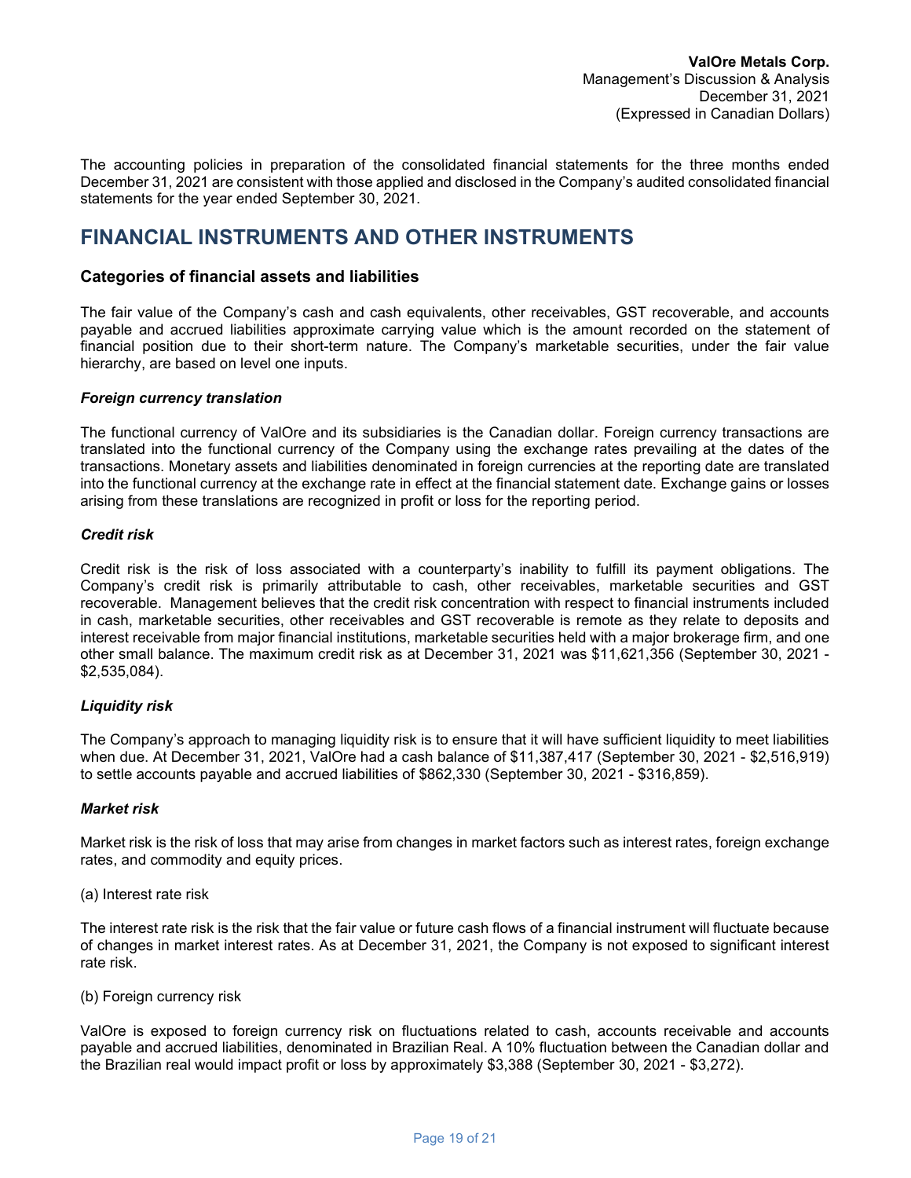The accounting policies in preparation of the consolidated financial statements for the three months ended December 31, 2021 are consistent with those applied and disclosed in the Company's audited consolidated financial statements for the year ended September 30, 2021.

# FINANCIAL INSTRUMENTS AND OTHER INSTRUMENTS

## Categories of financial assets and liabilities

The fair value of the Company's cash and cash equivalents, other receivables, GST recoverable, and accounts payable and accrued liabilities approximate carrying value which is the amount recorded on the statement of financial position due to their short-term nature. The Company's marketable securities, under the fair value hierarchy, are based on level one inputs.

### *Foreign currency translation*

The functional currency of ValOre and its subsidiaries is the Canadian dollar. Foreign currency transactions are translated into the functional currency of the Company using the exchange rates prevailing at the dates of the transactions. Monetary assets and liabilities denominated in foreign currencies at the reporting date are translated into the functional currency at the exchange rate in effect at the financial statement date. Exchange gains or losses arising from these translations are recognized in profit or loss for the reporting period.

### *Credit risk*

Credit risk is the risk of loss associated with a counterparty's inability to fulfill its payment obligations. The Company's credit risk is primarily attributable to cash, other receivables, marketable securities and GST recoverable. Management believes that the credit risk concentration with respect to financial instruments included in cash, marketable securities, other receivables and GST recoverable is remote as they relate to deposits and interest receivable from major financial institutions, marketable securities held with a major brokerage firm, and one other small balance. The maximum credit risk as at December 31, 2021 was $11,621,356 (September 30, 2021 - $2,535,084).

### *Liquidity risk*

The Company's approach to managing liquidity risk is to ensure that it will have sufficient liquidity to meet liabilities when due. At December 31, 2021, ValOre had a cash balance of $11,387,417 (September 30, 2021 - $2,516,919) to settle accounts payable and accrued liabilities of $862,330 (September 30, 2021 - $316,859).

### *Market risk*

Market risk is the risk of loss that may arise from changes in market factors such as interest rates, foreign exchange rates, and commodity and equity prices.

(a) Interest rate risk

The interest rate risk is the risk that the fair value or future cash flows of a financial instrument will fluctuate because of changes in market interest rates. As at December 31, 2021, the Company is not exposed to significant interest rate risk.

(b) Foreign currency risk

ValOre is exposed to foreign currency risk on fluctuations related to cash, accounts receivable and accounts payable and accrued liabilities, denominated in Brazilian Real. A 10% fluctuation between the Canadian dollar and the Brazilian real would impact profit or loss by approximately $3,388 (September 30, 2021 - $3,272).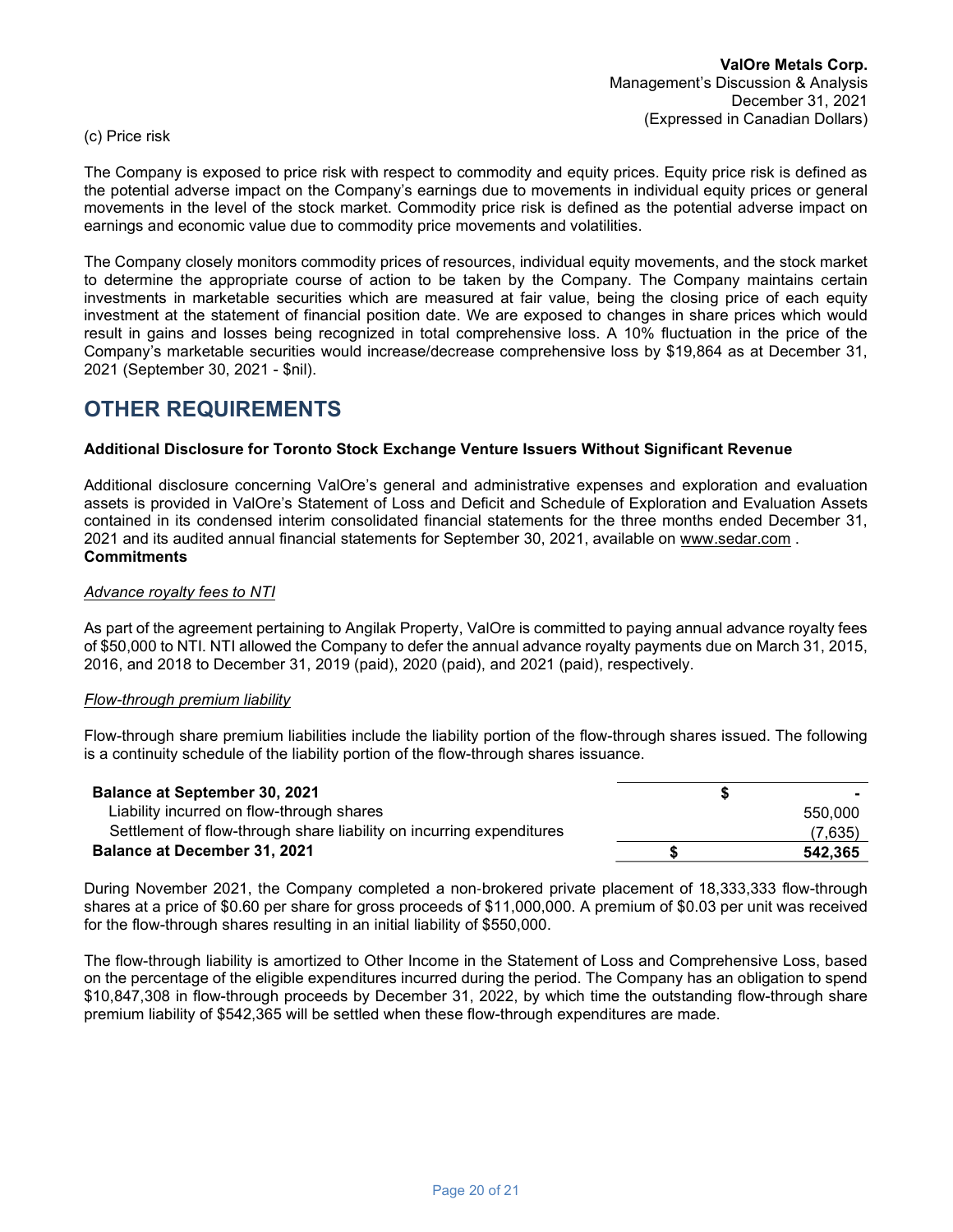(c) Price risk

The Company is exposed to price risk with respect to commodity and equity prices. Equity price risk is defined as the potential adverse impact on the Company's earnings due to movements in individual equity prices or general movements in the level of the stock market. Commodity price risk is defined as the potential adverse impact on earnings and economic value due to commodity price movements and volatilities.

The Company closely monitors commodity prices of resources, individual equity movements, and the stock market to determine the appropriate course of action to be taken by the Company. The Company maintains certain investments in marketable securities which are measured at fair value, being the closing price of each equity investment at the statement of financial position date. We are exposed to changes in share prices which would result in gains and losses being recognized in total comprehensive loss. A 10% fluctuation in the price of the Company's marketable securities would increase/decrease comprehensive loss by $19,864 as at December 31, 2021 (September 30, 2021 - $nil).

# OTHER REQUIREMENTS

**Additional Disclosure for Toronto Stock Exchange Venture Issuers Without Significant Revenue**

Additional disclosure concerning ValOre's general and administrative expenses and exploration and evaluation assets is provided in ValOre's Statement of Loss and Deficit and Schedule of Exploration and Evaluation Assets contained in its condensed interim consolidated financial statements for the three months ended December 31, 2021 and its audited annual financial statements for September 30, 2021, available on www.sedar.com .

**Commitments**

*Advance royalty fees to NTI*

As part of the agreement pertaining to Angilak Property, ValOre is committed to paying annual advance royalty fees of $50,000 to NTI. NTI allowed the Company to defer the annual advance royalty payments due on March 31, 2015, 2016, and 2018 to December 31, 2019 (paid), 2020 (paid), and 2021 (paid), respectively.

*Flow-through premium liability*

Flow-through share premium liabilities include the liability portion of the flow-through shares issued. The following is a continuity schedule of the liability portion of the flow-through shares issuance.

| | | |
|---|---|---|
| **Balance at September 30, 2021** | **$** | **-** |
| Liability incurred on flow-through shares | | 550,000 |
| Settlement of flow-through share liability on incurring expenditures | | (7,635) |
| **Balance at December 31, 2021** | **$** | **542,365** |

During November 2021, the Company completed a non-brokered private placement of 18,333,333 flow-through shares at a price of $0.60 per share for gross proceeds of $11,000,000. A premium of $0.03 per unit was received for the flow-through shares resulting in an initial liability of $550,000.

The flow-through liability is amortized to Other Income in the Statement of Loss and Comprehensive Loss, based on the percentage of the eligible expenditures incurred during the period. The Company has an obligation to spend $10,847,308 in flow-through proceeds by December 31, 2022, by which time the outstanding flow-through share premium liability of $542,365 will be settled when these flow-through expenditures are made.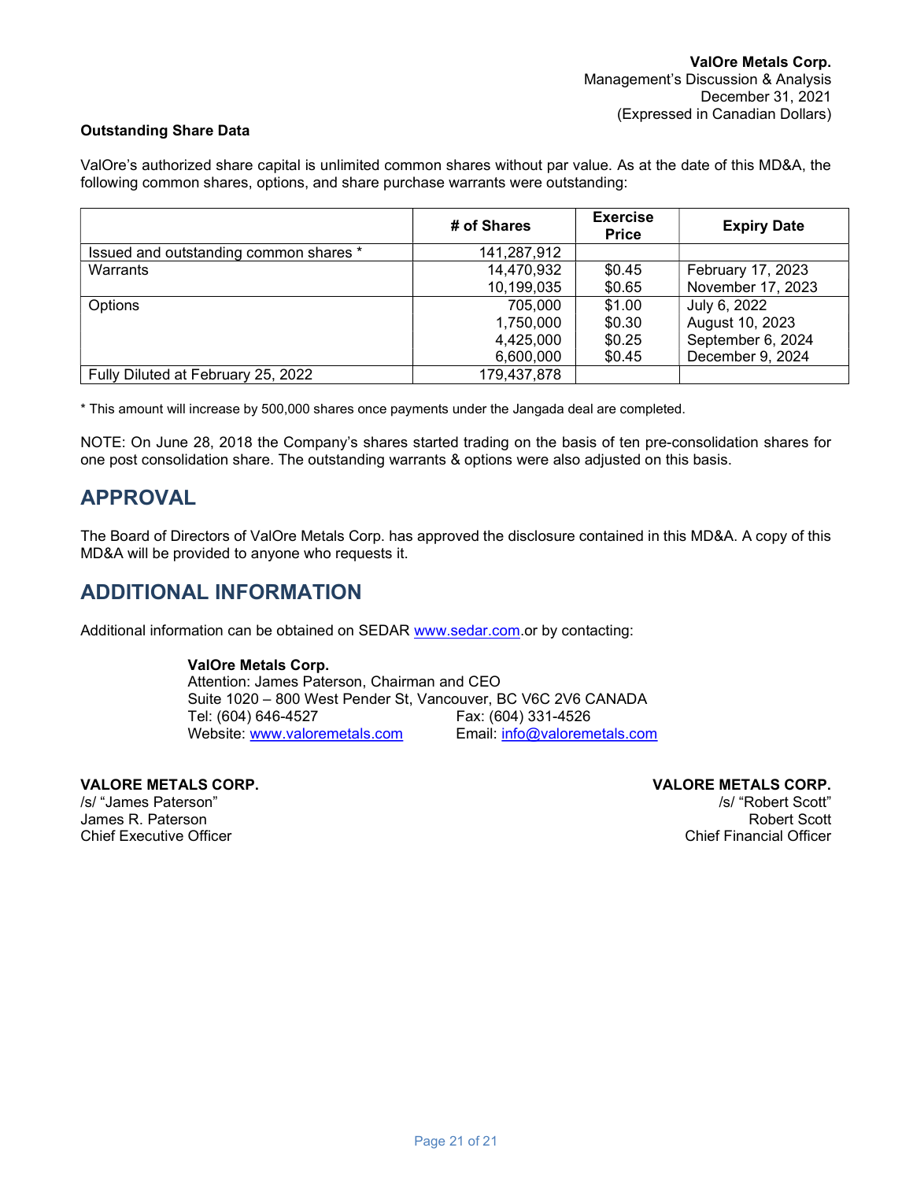**Outstanding Share Data**

ValOre's authorized share capital is unlimited common shares without par value. As at the date of this MD&A, the following common shares, options, and share purchase warrants were outstanding:

| | # of Shares | Exercise Price | Expiry Date |
|---|---|---|---|
| Issued and outstanding common shares * | 141,287,912 | | |
| Warrants | 14,470,932 | $0.45 | February 17, 2023 |
| | 10,199,035 | $0.65 | November 17, 2023 |
| Options | 705,000 | $1.00 | July 6, 2022 |
| | 1,750,000 | $0.30 | August 10, 2023 |
| | 4,425,000 | $0.25 | September 6, 2024 |
| | 6,600,000 | $0.45 | December 9, 2024 |
| Fully Diluted at February 25, 2022 | 179,437,878 | | |

* This amount will increase by 500,000 shares once payments under the Jangada deal are completed.

NOTE: On June 28, 2018 the Company's shares started trading on the basis of ten pre-consolidation shares for one post consolidation share. The outstanding warrants & options were also adjusted on this basis.

## APPROVAL

The Board of Directors of ValOre Metals Corp. has approved the disclosure contained in this MD&A. A copy of this MD&A will be provided to anyone who requests it.

## ADDITIONAL INFORMATION

Additional information can be obtained on SEDAR www.sedar.com.or by contacting:

**ValOre Metals Corp.**
Attention: James Paterson, Chairman and CEO
Suite 1020 – 800 West Pender St, Vancouver, BC V6C 2V6 CANADA
Tel: (604) 646-4527 Fax: (604) 331-4526
Website: www.valoremetals.com Email: info@valoremetals.com

**VALORE METALS CORP.**
/s/ "James Paterson"
James R. Paterson
Chief Executive Officer

**VALORE METALS CORP.**
/s/ "Robert Scott"
Robert Scott
Chief Financial Officer